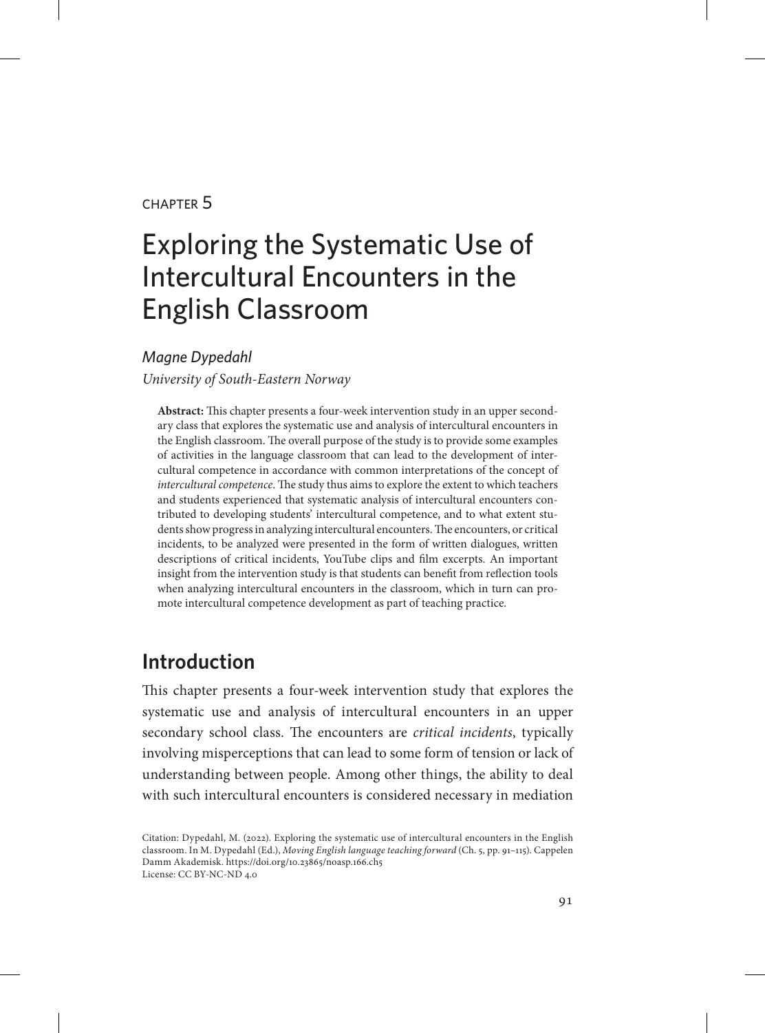CHAPTER 5

# Exploring the Systematic Use of Intercultural Encounters in the English Classroom

*Magne Dypedahl*

*University of South-Eastern Norway*

**Abstract:** This chapter presents a four-week intervention study in an upper secondary class that explores the systematic use and analysis of intercultural encounters in the English classroom. The overall purpose of the study is to provide some examples of activities in the language classroom that can lead to the development of intercultural competence in accordance with common interpretations of the concept of *intercultural competence*. The study thus aims to explore the extent to which teachers and students experienced that systematic analysis of intercultural encounters contributed to developing students' intercultural competence, and to what extent students show progress in analyzing intercultural encounters. The encounters, or critical incidents, to be analyzed were presented in the form of written dialogues, written descriptions of critical incidents, YouTube clips and film excerpts. An important insight from the intervention study is that students can benefit from reflection tools when analyzing intercultural encounters in the classroom, which in turn can promote intercultural competence development as part of teaching practice.

## Introduction

This chapter presents a four-week intervention study that explores the systematic use and analysis of intercultural encounters in an upper secondary school class. The encounters are *critical incidents*, typically involving misperceptions that can lead to some form of tension or lack of understanding between people. Among other things, the ability to deal with such intercultural encounters is considered necessary in mediation

Citation: Dypedahl, M. (2022). Exploring the systematic use of intercultural encounters in the English classroom. In M. Dypedahl (Ed.), *Moving English language teaching forward* (Ch. 5, pp. 91–115). Cappelen Damm Akademisk. https://doi.org/10.23865/noasp.166.ch5
License: CC BY-NC-ND 4.0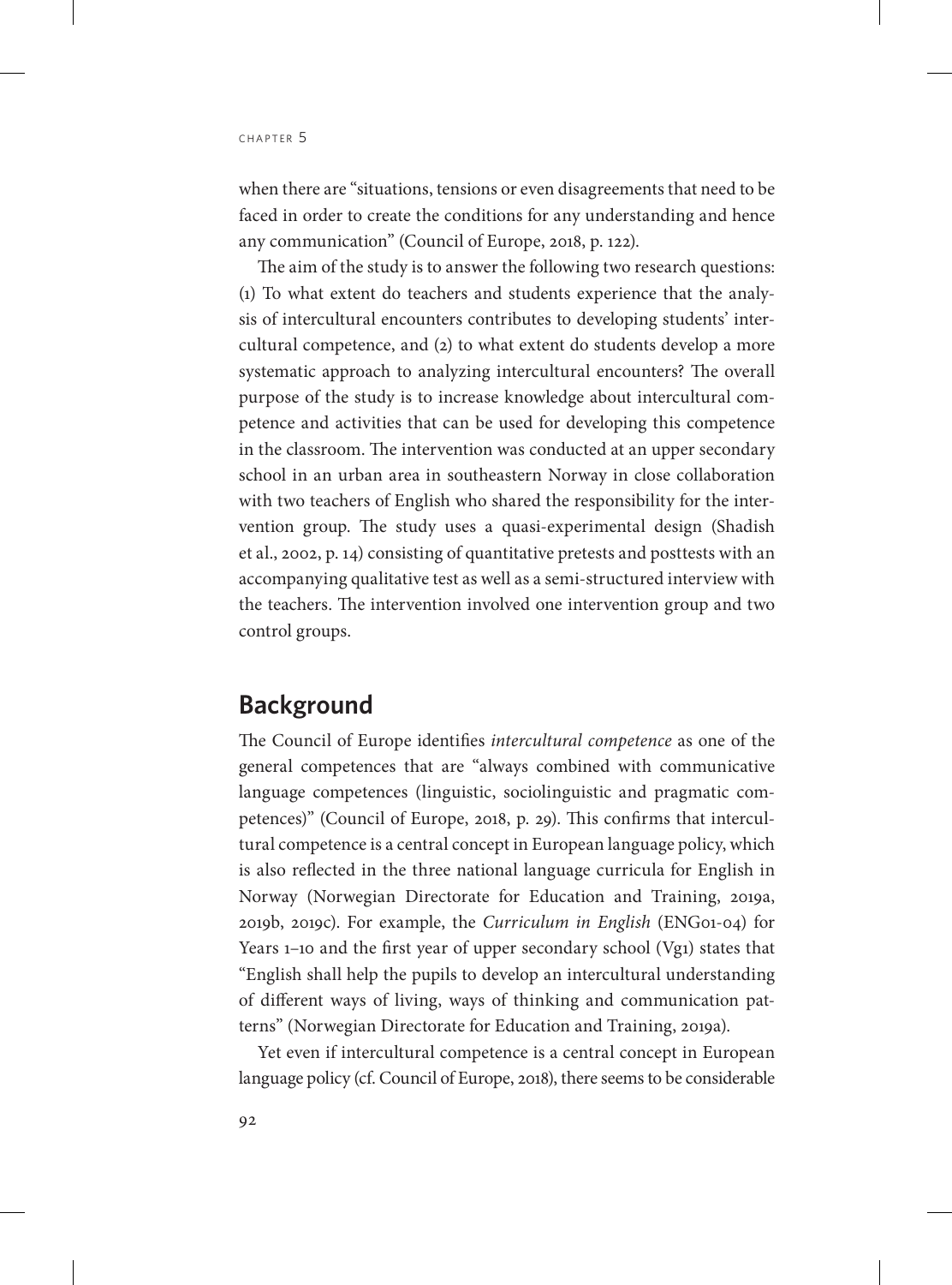when there are "situations, tensions or even disagreements that need to be faced in order to create the conditions for any understanding and hence any communication" (Council of Europe, 2018, p. 122).

The aim of the study is to answer the following two research questions: (1) To what extent do teachers and students experience that the analysis of intercultural encounters contributes to developing students' intercultural competence, and (2) to what extent do students develop a more systematic approach to analyzing intercultural encounters? The overall purpose of the study is to increase knowledge about intercultural competence and activities that can be used for developing this competence in the classroom. The intervention was conducted at an upper secondary school in an urban area in southeastern Norway in close collaboration with two teachers of English who shared the responsibility for the intervention group. The study uses a quasi-experimental design (Shadish et al., 2002, p. 14) consisting of quantitative pretests and posttests with an accompanying qualitative test as well as a semi-structured interview with the teachers. The intervention involved one intervention group and two control groups.

## Background

The Council of Europe identifies *intercultural competence* as one of the general competences that are "always combined with communicative language competences (linguistic, sociolinguistic and pragmatic competences)" (Council of Europe, 2018, p. 29). This confirms that intercultural competence is a central concept in European language policy, which is also reflected in the three national language curricula for English in Norway (Norwegian Directorate for Education and Training, 2019a, 2019b, 2019c). For example, the *Curriculum in English* (ENG01-04) for Years 1–10 and the first year of upper secondary school (Vg1) states that "English shall help the pupils to develop an intercultural understanding of different ways of living, ways of thinking and communication patterns" (Norwegian Directorate for Education and Training, 2019a).

Yet even if intercultural competence is a central concept in European language policy (cf. Council of Europe, 2018), there seems to be considerable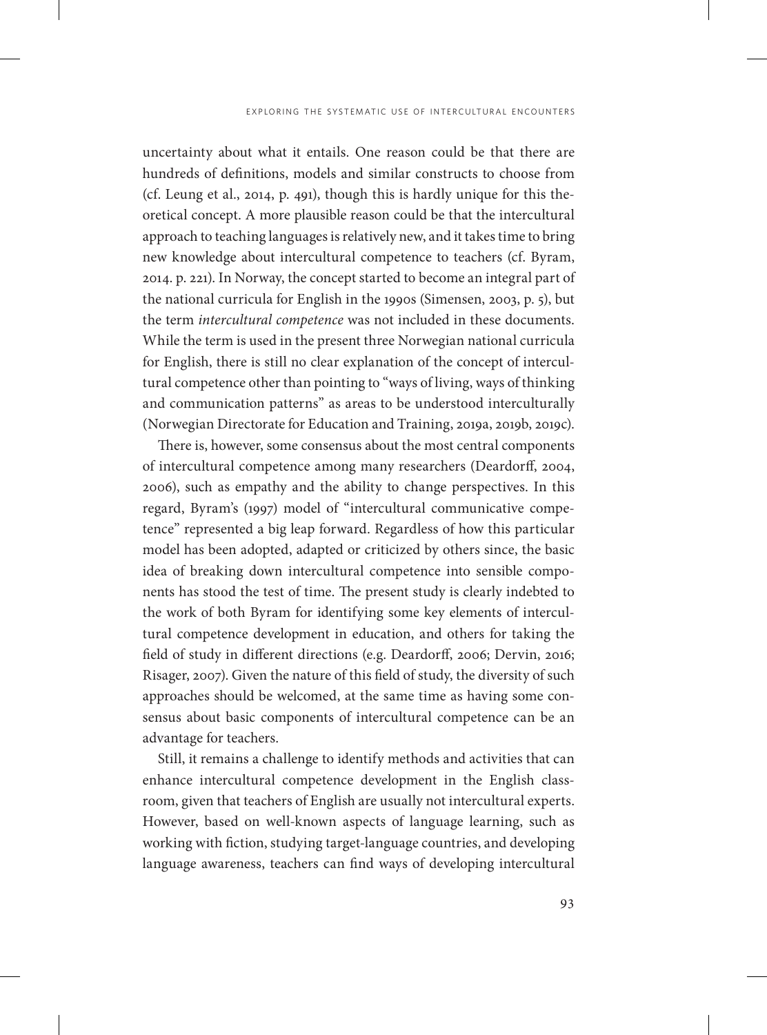uncertainty about what it entails. One reason could be that there are hundreds of definitions, models and similar constructs to choose from (cf. Leung et al., 2014, p. 491), though this is hardly unique for this theoretical concept. A more plausible reason could be that the intercultural approach to teaching languages is relatively new, and it takes time to bring new knowledge about intercultural competence to teachers (cf. Byram, 2014. p. 221). In Norway, the concept started to become an integral part of the national curricula for English in the 1990s (Simensen, 2003, p. 5), but the term *intercultural competence* was not included in these documents. While the term is used in the present three Norwegian national curricula for English, there is still no clear explanation of the concept of intercultural competence other than pointing to "ways of living, ways of thinking and communication patterns" as areas to be understood interculturally (Norwegian Directorate for Education and Training, 2019a, 2019b, 2019c).

There is, however, some consensus about the most central components of intercultural competence among many researchers (Deardorff, 2004, 2006), such as empathy and the ability to change perspectives. In this regard, Byram's (1997) model of "intercultural communicative competence" represented a big leap forward. Regardless of how this particular model has been adopted, adapted or criticized by others since, the basic idea of breaking down intercultural competence into sensible components has stood the test of time. The present study is clearly indebted to the work of both Byram for identifying some key elements of intercultural competence development in education, and others for taking the field of study in different directions (e.g. Deardorff, 2006; Dervin, 2016; Risager, 2007). Given the nature of this field of study, the diversity of such approaches should be welcomed, at the same time as having some consensus about basic components of intercultural competence can be an advantage for teachers.

Still, it remains a challenge to identify methods and activities that can enhance intercultural competence development in the English classroom, given that teachers of English are usually not intercultural experts. However, based on well-known aspects of language learning, such as working with fiction, studying target-language countries, and developing language awareness, teachers can find ways of developing intercultural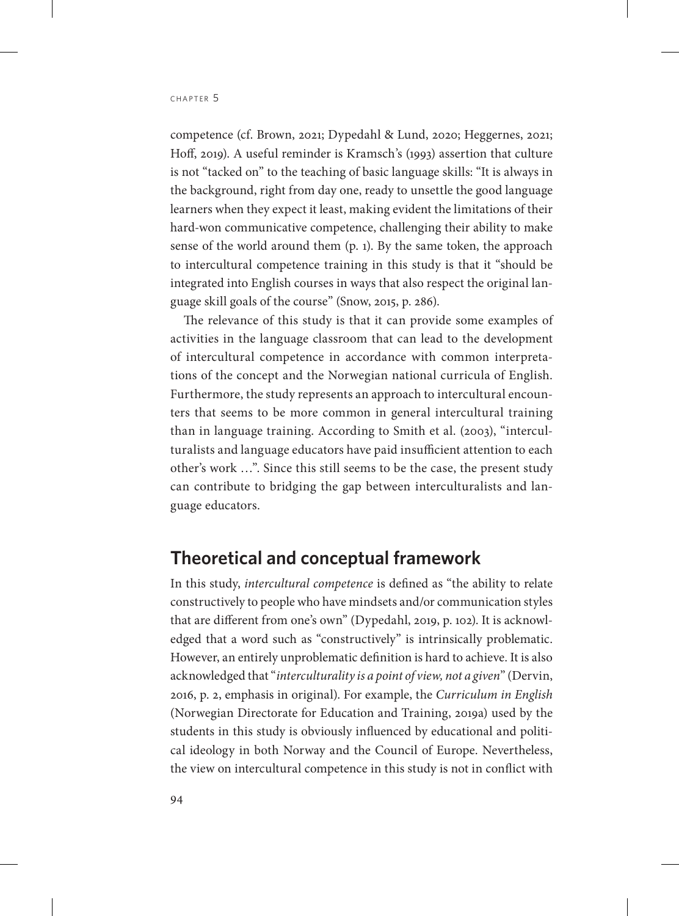competence (cf. Brown, 2021; Dypedahl & Lund, 2020; Heggernes, 2021; Hoff, 2019). A useful reminder is Kramsch's (1993) assertion that culture is not "tacked on" to the teaching of basic language skills: "It is always in the background, right from day one, ready to unsettle the good language learners when they expect it least, making evident the limitations of their hard-won communicative competence, challenging their ability to make sense of the world around them (p. 1). By the same token, the approach to intercultural competence training in this study is that it "should be integrated into English courses in ways that also respect the original language skill goals of the course" (Snow, 2015, p. 286).

The relevance of this study is that it can provide some examples of activities in the language classroom that can lead to the development of intercultural competence in accordance with common interpretations of the concept and the Norwegian national curricula of English. Furthermore, the study represents an approach to intercultural encounters that seems to be more common in general intercultural training than in language training. According to Smith et al. (2003), "interculturalists and language educators have paid insufficient attention to each other's work …". Since this still seems to be the case, the present study can contribute to bridging the gap between interculturalists and language educators.

## Theoretical and conceptual framework

In this study, *intercultural competence* is defined as "the ability to relate constructively to people who have mindsets and/or communication styles that are different from one's own" (Dypedahl, 2019, p. 102). It is acknowledged that a word such as "constructively" is intrinsically problematic. However, an entirely unproblematic definition is hard to achieve. It is also acknowledged that "*interculturality is a point of view, not a given*" (Dervin, 2016, p. 2, emphasis in original). For example, the *Curriculum in English* (Norwegian Directorate for Education and Training, 2019a) used by the students in this study is obviously influenced by educational and political ideology in both Norway and the Council of Europe. Nevertheless, the view on intercultural competence in this study is not in conflict with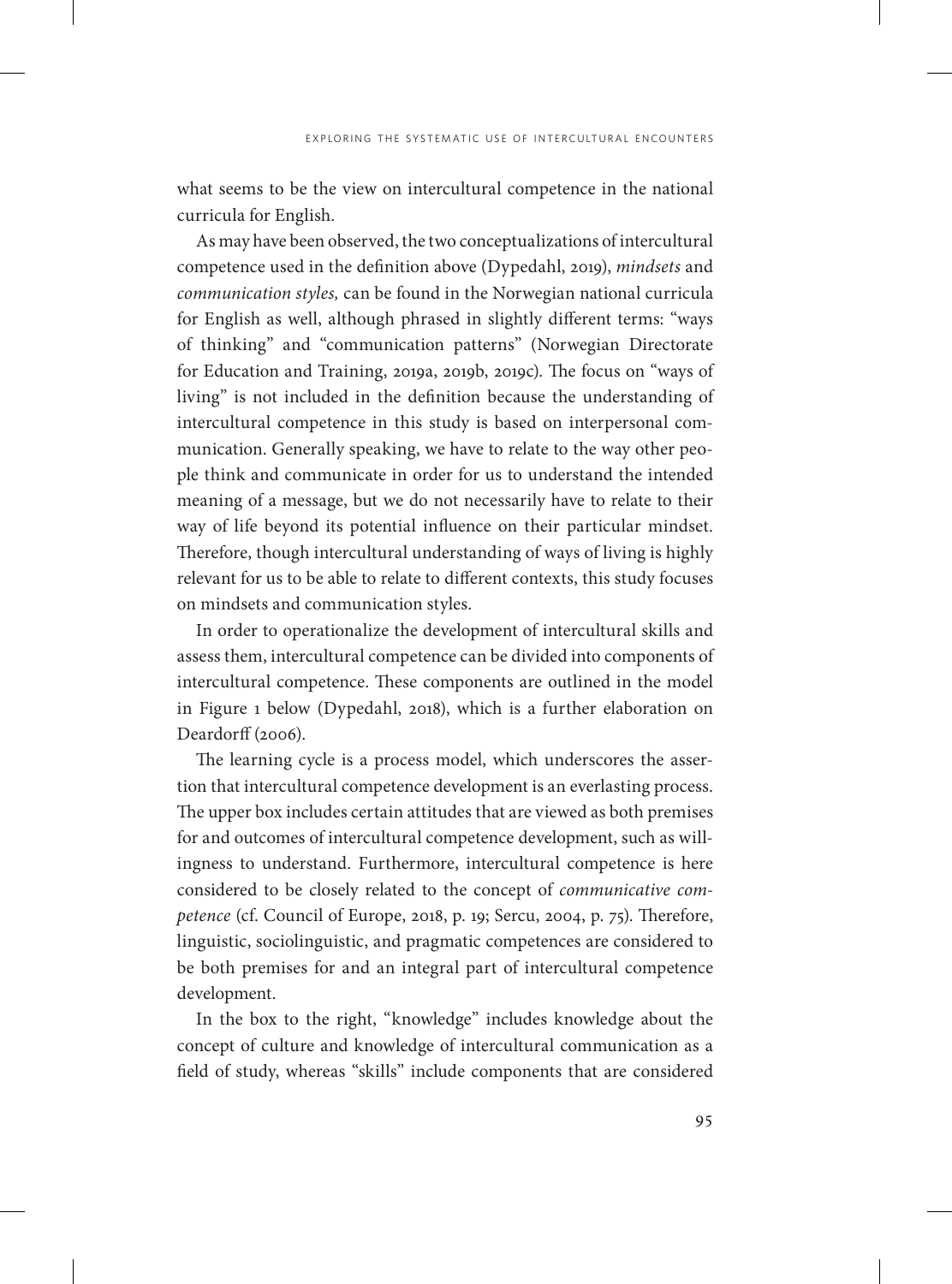what seems to be the view on intercultural competence in the national curricula for English.

As may have been observed, the two conceptualizations of intercultural competence used in the definition above (Dypedahl, 2019), *mindsets* and *communication styles,* can be found in the Norwegian national curricula for English as well, although phrased in slightly different terms: "ways of thinking" and "communication patterns" (Norwegian Directorate for Education and Training, 2019a, 2019b, 2019c). The focus on "ways of living" is not included in the definition because the understanding of intercultural competence in this study is based on interpersonal communication. Generally speaking, we have to relate to the way other people think and communicate in order for us to understand the intended meaning of a message, but we do not necessarily have to relate to their way of life beyond its potential influence on their particular mindset. Therefore, though intercultural understanding of ways of living is highly relevant for us to be able to relate to different contexts, this study focuses on mindsets and communication styles.

In order to operationalize the development of intercultural skills and assess them, intercultural competence can be divided into components of intercultural competence. These components are outlined in the model in Figure 1 below (Dypedahl, 2018), which is a further elaboration on Deardorff (2006).

The learning cycle is a process model, which underscores the assertion that intercultural competence development is an everlasting process. The upper box includes certain attitudes that are viewed as both premises for and outcomes of intercultural competence development, such as willingness to understand. Furthermore, intercultural competence is here considered to be closely related to the concept of *communicative competence* (cf. Council of Europe, 2018, p. 19; Sercu, 2004, p. 75). Therefore, linguistic, sociolinguistic, and pragmatic competences are considered to be both premises for and an integral part of intercultural competence development.

In the box to the right, "knowledge" includes knowledge about the concept of culture and knowledge of intercultural communication as a field of study, whereas "skills" include components that are considered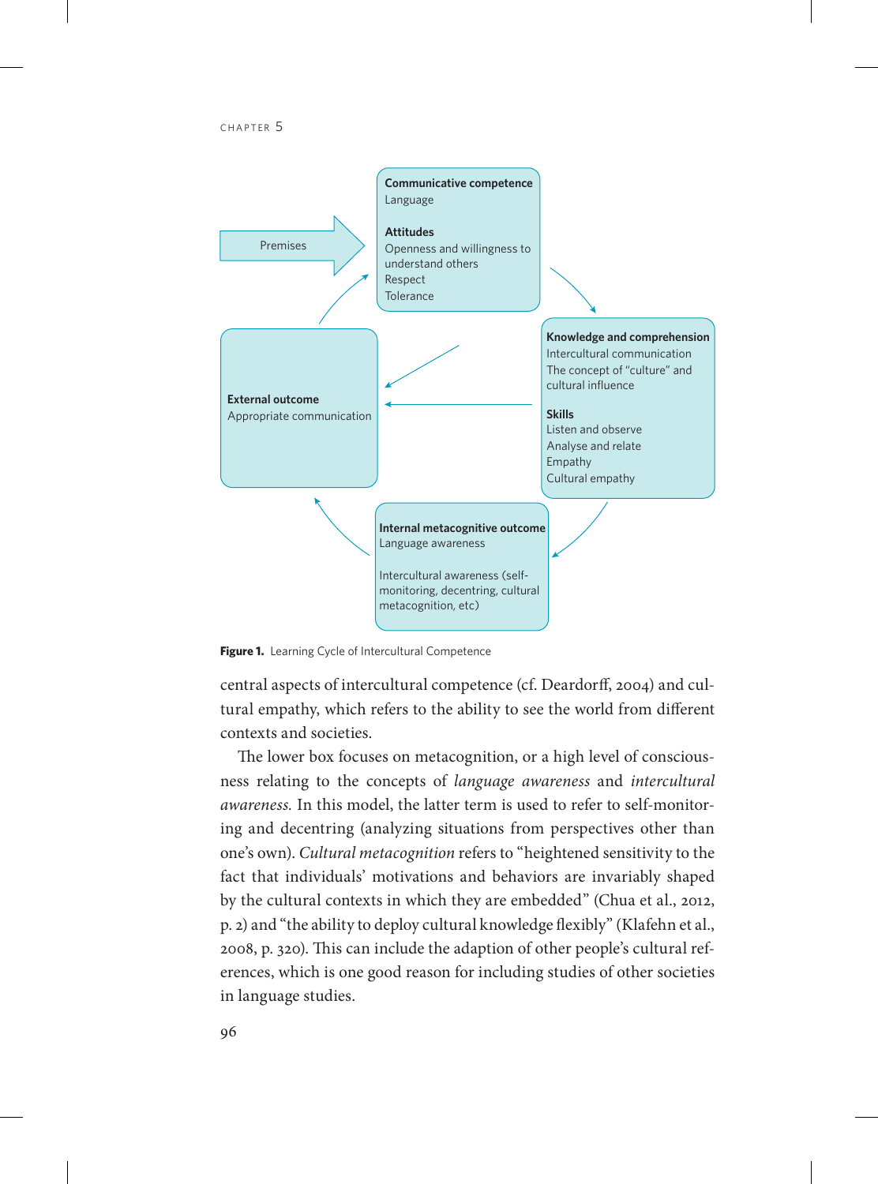Premises

**Communicative competence**
Language

**Attitudes**
Openness and willingness to understand others
Respect
Tolerance

**Knowledge and comprehension**
Intercultural communication
The concept of "culture" and cultural influence

**Skills**
Listen and observe
Analyse and relate
Empathy
Cultural empathy

**Internal metacognitive outcome**
Language awareness

Intercultural awareness (self-monitoring, decentring, cultural metacognition, etc)

**External outcome**
Appropriate communication

**Figure 1.** Learning Cycle of Intercultural Competence

central aspects of intercultural competence (cf. Deardorff, 2004) and cultural empathy, which refers to the ability to see the world from different contexts and societies.

The lower box focuses on metacognition, or a high level of consciousness relating to the concepts of *language awareness* and *intercultural awareness.* In this model, the latter term is used to refer to self-monitoring and decentring (analyzing situations from perspectives other than one's own). *Cultural metacognition* refers to "heightened sensitivity to the fact that individuals' motivations and behaviors are invariably shaped by the cultural contexts in which they are embedded" (Chua et al., 2012, p. 2) and "the ability to deploy cultural knowledge flexibly" (Klafehn et al., 2008, p. 320). This can include the adaption of other people's cultural references, which is one good reason for including studies of other societies in language studies.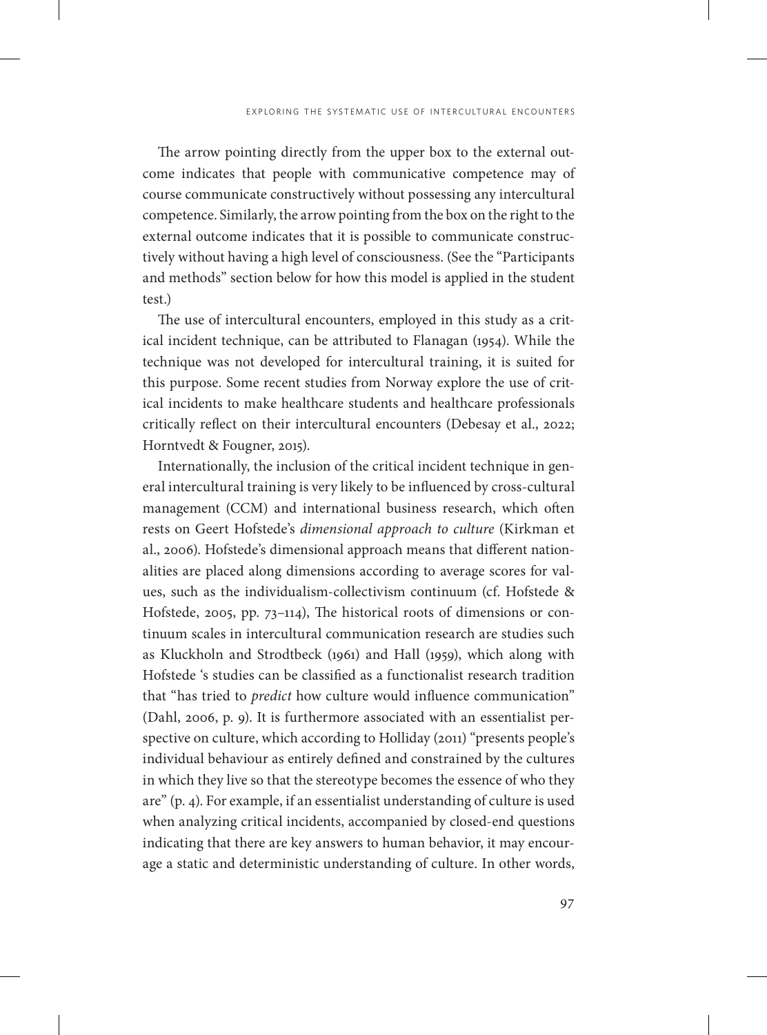The arrow pointing directly from the upper box to the external outcome indicates that people with communicative competence may of course communicate constructively without possessing any intercultural competence. Similarly, the arrow pointing from the box on the right to the external outcome indicates that it is possible to communicate constructively without having a high level of consciousness. (See the "Participants and methods" section below for how this model is applied in the student test.)

The use of intercultural encounters, employed in this study as a critical incident technique, can be attributed to Flanagan (1954). While the technique was not developed for intercultural training, it is suited for this purpose. Some recent studies from Norway explore the use of critical incidents to make healthcare students and healthcare professionals critically reflect on their intercultural encounters (Debesay et al., 2022; Horntvedt & Fougner, 2015).

Internationally, the inclusion of the critical incident technique in general intercultural training is very likely to be influenced by cross-cultural management (CCM) and international business research, which often rests on Geert Hofstede's *dimensional approach to culture* (Kirkman et al., 2006). Hofstede's dimensional approach means that different nationalities are placed along dimensions according to average scores for values, such as the individualism-collectivism continuum (cf. Hofstede & Hofstede, 2005, pp. 73–114), The historical roots of dimensions or continuum scales in intercultural communication research are studies such as Kluckholn and Strodtbeck (1961) and Hall (1959), which along with Hofstede 's studies can be classified as a functionalist research tradition that "has tried to *predict* how culture would influence communication" (Dahl, 2006, p. 9). It is furthermore associated with an essentialist perspective on culture, which according to Holliday (2011) "presents people's individual behaviour as entirely defined and constrained by the cultures in which they live so that the stereotype becomes the essence of who they are" (p. 4). For example, if an essentialist understanding of culture is used when analyzing critical incidents, accompanied by closed-end questions indicating that there are key answers to human behavior, it may encourage a static and deterministic understanding of culture. In other words,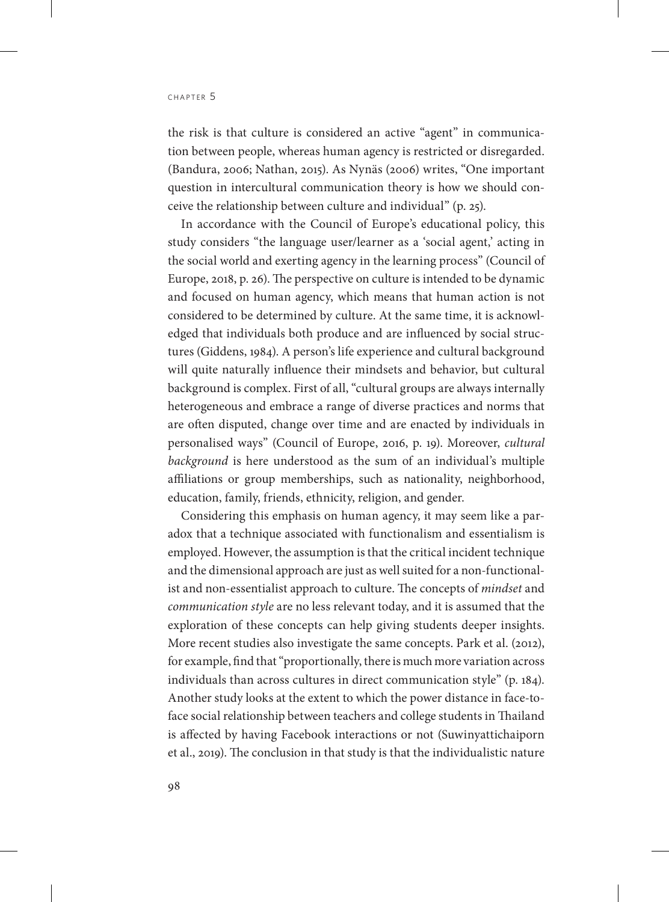the risk is that culture is considered an active "agent" in communication between people, whereas human agency is restricted or disregarded. (Bandura, 2006; Nathan, 2015). As Nynäs (2006) writes, "One important question in intercultural communication theory is how we should conceive the relationship between culture and individual" (p. 25).

In accordance with the Council of Europe's educational policy, this study considers "the language user/learner as a 'social agent,' acting in the social world and exerting agency in the learning process" (Council of Europe, 2018, p. 26). The perspective on culture is intended to be dynamic and focused on human agency, which means that human action is not considered to be determined by culture. At the same time, it is acknowledged that individuals both produce and are influenced by social structures (Giddens, 1984). A person's life experience and cultural background will quite naturally influence their mindsets and behavior, but cultural background is complex. First of all, "cultural groups are always internally heterogeneous and embrace a range of diverse practices and norms that are often disputed, change over time and are enacted by individuals in personalised ways" (Council of Europe, 2016, p. 19). Moreover, *cultural background* is here understood as the sum of an individual's multiple affiliations or group memberships, such as nationality, neighborhood, education, family, friends, ethnicity, religion, and gender.

Considering this emphasis on human agency, it may seem like a paradox that a technique associated with functionalism and essentialism is employed. However, the assumption is that the critical incident technique and the dimensional approach are just as well suited for a non-functionalist and non-essentialist approach to culture. The concepts of *mindset* and *communication style* are no less relevant today, and it is assumed that the exploration of these concepts can help giving students deeper insights. More recent studies also investigate the same concepts. Park et al. (2012), for example, find that "proportionally, there is much more variation across individuals than across cultures in direct communication style" (p. 184). Another study looks at the extent to which the power distance in face-to-face social relationship between teachers and college students in Thailand is affected by having Facebook interactions or not (Suwinyattichaiporn et al., 2019). The conclusion in that study is that the individualistic nature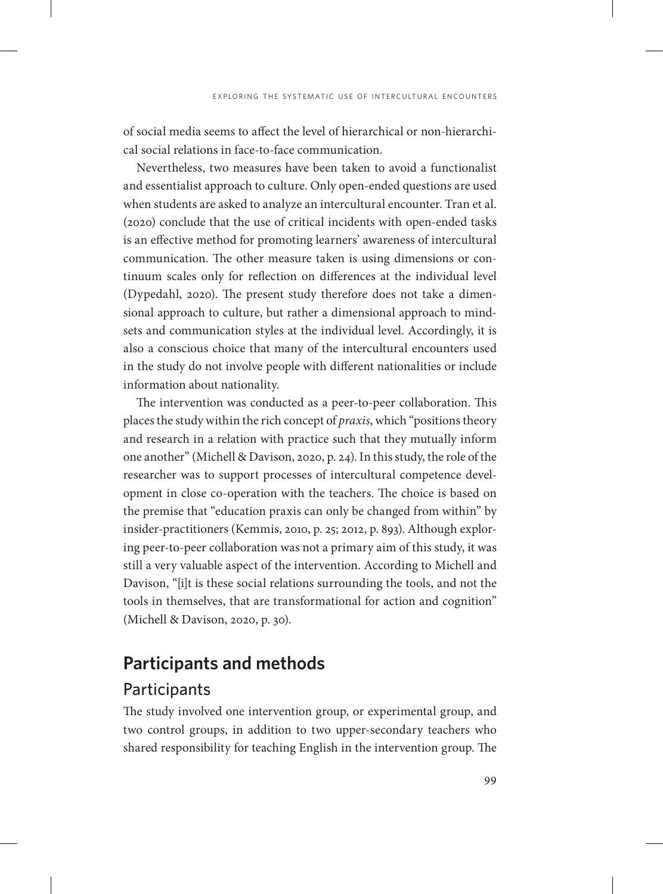of social media seems to affect the level of hierarchical or non-hierarchical social relations in face-to-face communication.

Nevertheless, two measures have been taken to avoid a functionalist and essentialist approach to culture. Only open-ended questions are used when students are asked to analyze an intercultural encounter. Tran et al. (2020) conclude that the use of critical incidents with open-ended tasks is an effective method for promoting learners' awareness of intercultural communication. The other measure taken is using dimensions or continuum scales only for reflection on differences at the individual level (Dypedahl, 2020). The present study therefore does not take a dimensional approach to culture, but rather a dimensional approach to mindsets and communication styles at the individual level. Accordingly, it is also a conscious choice that many of the intercultural encounters used in the study do not involve people with different nationalities or include information about nationality.

The intervention was conducted as a peer-to-peer collaboration. This places the study within the rich concept of *praxis*, which "positions theory and research in a relation with practice such that they mutually inform one another" (Michell & Davison, 2020, p. 24). In this study, the role of the researcher was to support processes of intercultural competence development in close co-operation with the teachers. The choice is based on the premise that "education praxis can only be changed from within" by insider-practitioners (Kemmis, 2010, p. 25; 2012, p. 893). Although exploring peer-to-peer collaboration was not a primary aim of this study, it was still a very valuable aspect of the intervention. According to Michell and Davison, "[i]t is these social relations surrounding the tools, and not the tools in themselves, that are transformational for action and cognition" (Michell & Davison, 2020, p. 30).

## Participants and methods

### Participants

The study involved one intervention group, or experimental group, and two control groups, in addition to two upper-secondary teachers who shared responsibility for teaching English in the intervention group. The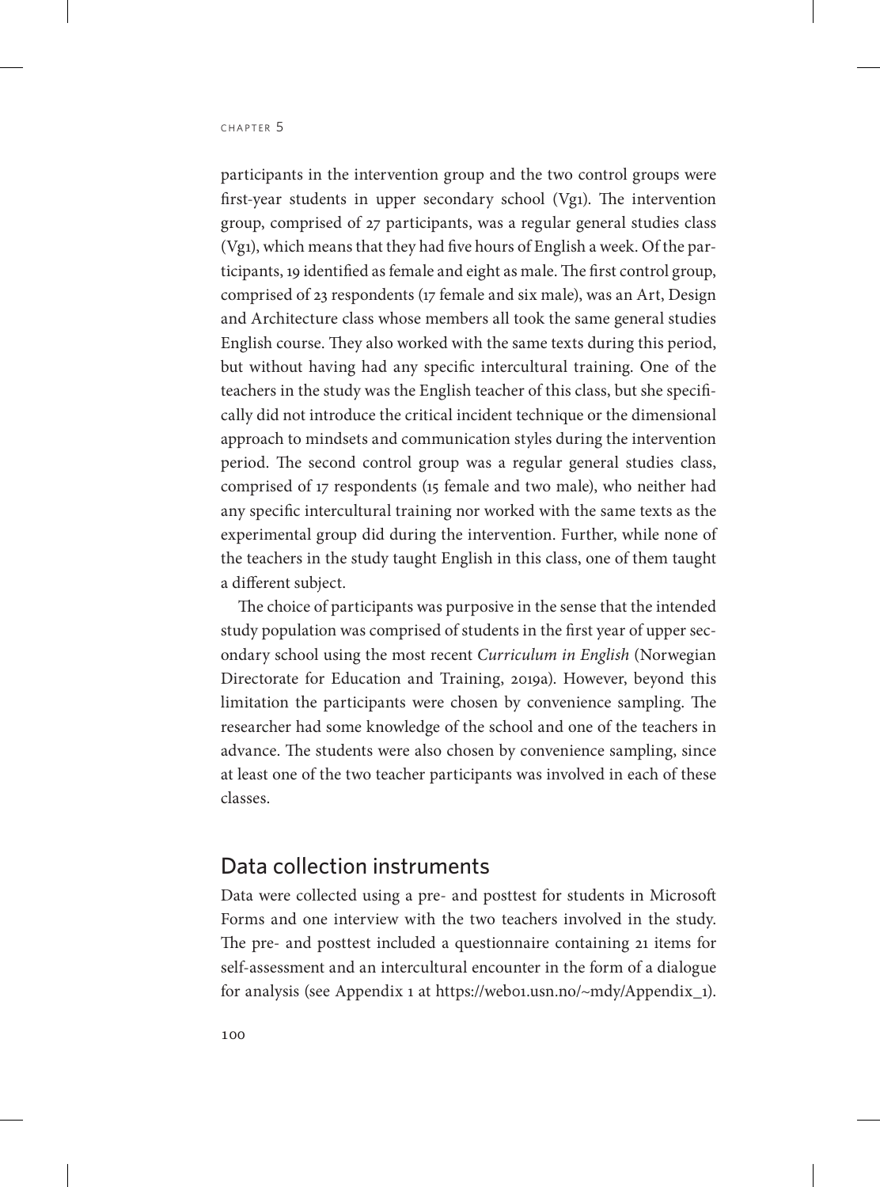participants in the intervention group and the two control groups were first-year students in upper secondary school (Vg1). The intervention group, comprised of 27 participants, was a regular general studies class (Vg1), which means that they had five hours of English a week. Of the participants, 19 identified as female and eight as male. The first control group, comprised of 23 respondents (17 female and six male), was an Art, Design and Architecture class whose members all took the same general studies English course. They also worked with the same texts during this period, but without having had any specific intercultural training. One of the teachers in the study was the English teacher of this class, but she specifically did not introduce the critical incident technique or the dimensional approach to mindsets and communication styles during the intervention period. The second control group was a regular general studies class, comprised of 17 respondents (15 female and two male), who neither had any specific intercultural training nor worked with the same texts as the experimental group did during the intervention. Further, while none of the teachers in the study taught English in this class, one of them taught a different subject.

The choice of participants was purposive in the sense that the intended study population was comprised of students in the first year of upper secondary school using the most recent *Curriculum in English* (Norwegian Directorate for Education and Training, 2019a). However, beyond this limitation the participants were chosen by convenience sampling. The researcher had some knowledge of the school and one of the teachers in advance. The students were also chosen by convenience sampling, since at least one of the two teacher participants was involved in each of these classes.

## Data collection instruments

Data were collected using a pre- and posttest for students in Microsoft Forms and one interview with the two teachers involved in the study. The pre- and posttest included a questionnaire containing 21 items for self-assessment and an intercultural encounter in the form of a dialogue for analysis (see Appendix 1 at https://web01.usn.no/~mdy/Appendix_1).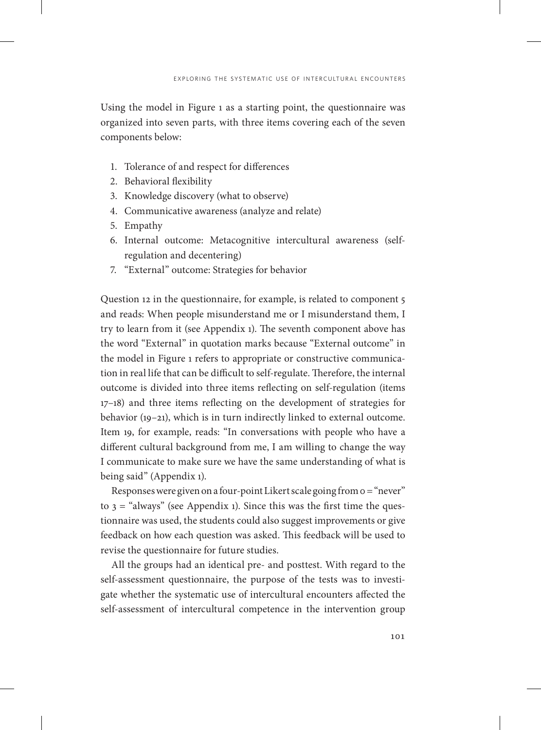Using the model in Figure 1 as a starting point, the questionnaire was organized into seven parts, with three items covering each of the seven components below:

1. Tolerance of and respect for differences
2. Behavioral flexibility
3. Knowledge discovery (what to observe)
4. Communicative awareness (analyze and relate)
5. Empathy
6. Internal outcome: Metacognitive intercultural awareness (self-regulation and decentering)
7. "External" outcome: Strategies for behavior

Question 12 in the questionnaire, for example, is related to component 5 and reads: When people misunderstand me or I misunderstand them, I try to learn from it (see Appendix 1). The seventh component above has the word "External" in quotation marks because "External outcome" in the model in Figure 1 refers to appropriate or constructive communication in real life that can be difficult to self-regulate. Therefore, the internal outcome is divided into three items reflecting on self-regulation (items 17–18) and three items reflecting on the development of strategies for behavior (19–21), which is in turn indirectly linked to external outcome. Item 19, for example, reads: "In conversations with people who have a different cultural background from me, I am willing to change the way I communicate to make sure we have the same understanding of what is being said" (Appendix 1).

Responses were given on a four-point Likert scale going from 0 = "never" to 3 = "always" (see Appendix 1). Since this was the first time the questionnaire was used, the students could also suggest improvements or give feedback on how each question was asked. This feedback will be used to revise the questionnaire for future studies.

All the groups had an identical pre- and posttest. With regard to the self-assessment questionnaire, the purpose of the tests was to investigate whether the systematic use of intercultural encounters affected the self-assessment of intercultural competence in the intervention group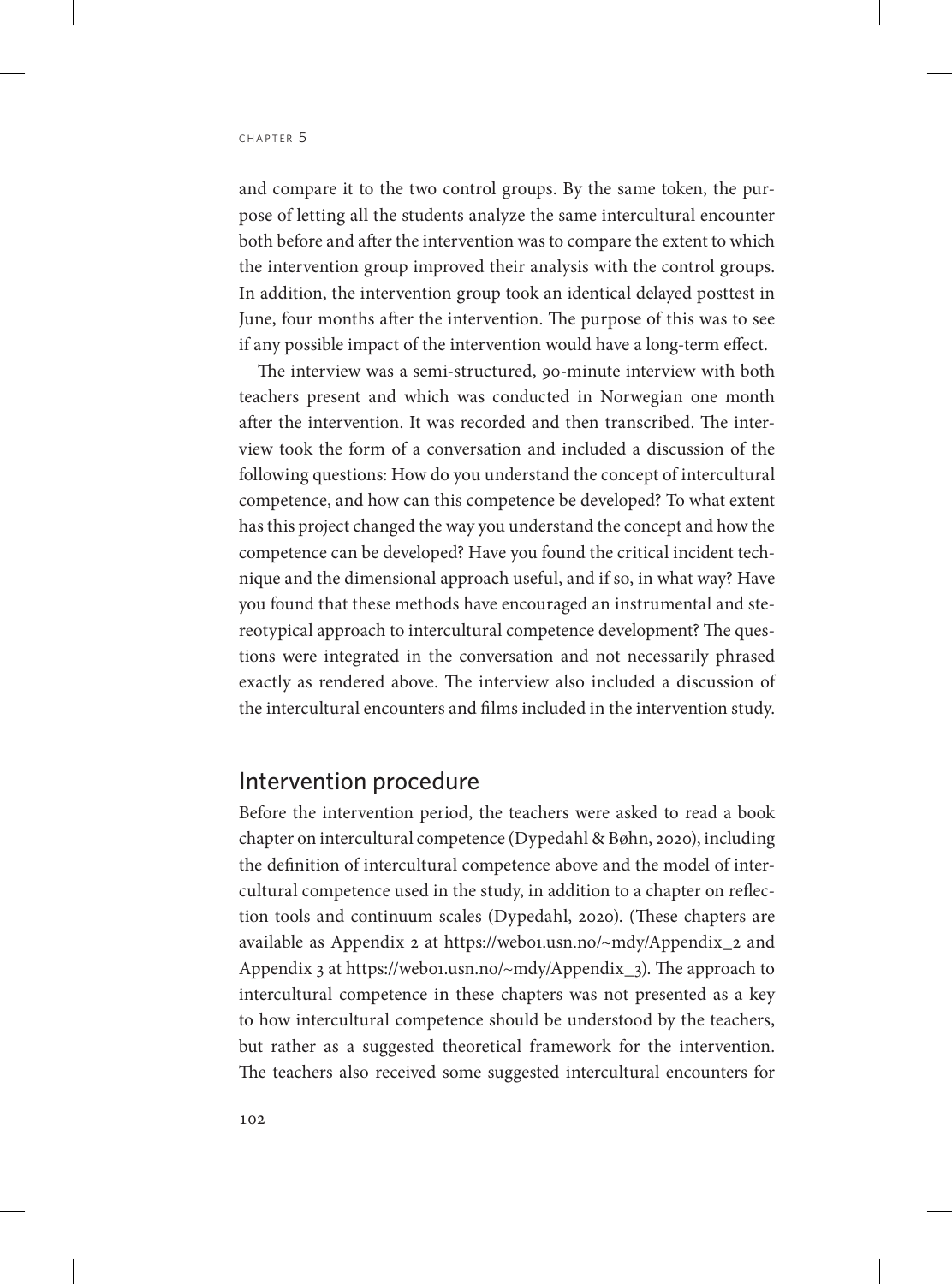and compare it to the two control groups. By the same token, the purpose of letting all the students analyze the same intercultural encounter both before and after the intervention was to compare the extent to which the intervention group improved their analysis with the control groups. In addition, the intervention group took an identical delayed posttest in June, four months after the intervention. The purpose of this was to see if any possible impact of the intervention would have a long-term effect.

The interview was a semi-structured, 90-minute interview with both teachers present and which was conducted in Norwegian one month after the intervention. It was recorded and then transcribed. The interview took the form of a conversation and included a discussion of the following questions: How do you understand the concept of intercultural competence, and how can this competence be developed? To what extent has this project changed the way you understand the concept and how the competence can be developed? Have you found the critical incident technique and the dimensional approach useful, and if so, in what way? Have you found that these methods have encouraged an instrumental and stereotypical approach to intercultural competence development? The questions were integrated in the conversation and not necessarily phrased exactly as rendered above. The interview also included a discussion of the intercultural encounters and films included in the intervention study.

## Intervention procedure

Before the intervention period, the teachers were asked to read a book chapter on intercultural competence (Dypedahl & Bøhn, 2020), including the definition of intercultural competence above and the model of intercultural competence used in the study, in addition to a chapter on reflection tools and continuum scales (Dypedahl, 2020). (These chapters are available as Appendix 2 at https://web01.usn.no/~mdy/Appendix_2 and Appendix 3 at https://web01.usn.no/~mdy/Appendix_3). The approach to intercultural competence in these chapters was not presented as a key to how intercultural competence should be understood by the teachers, but rather as a suggested theoretical framework for the intervention. The teachers also received some suggested intercultural encounters for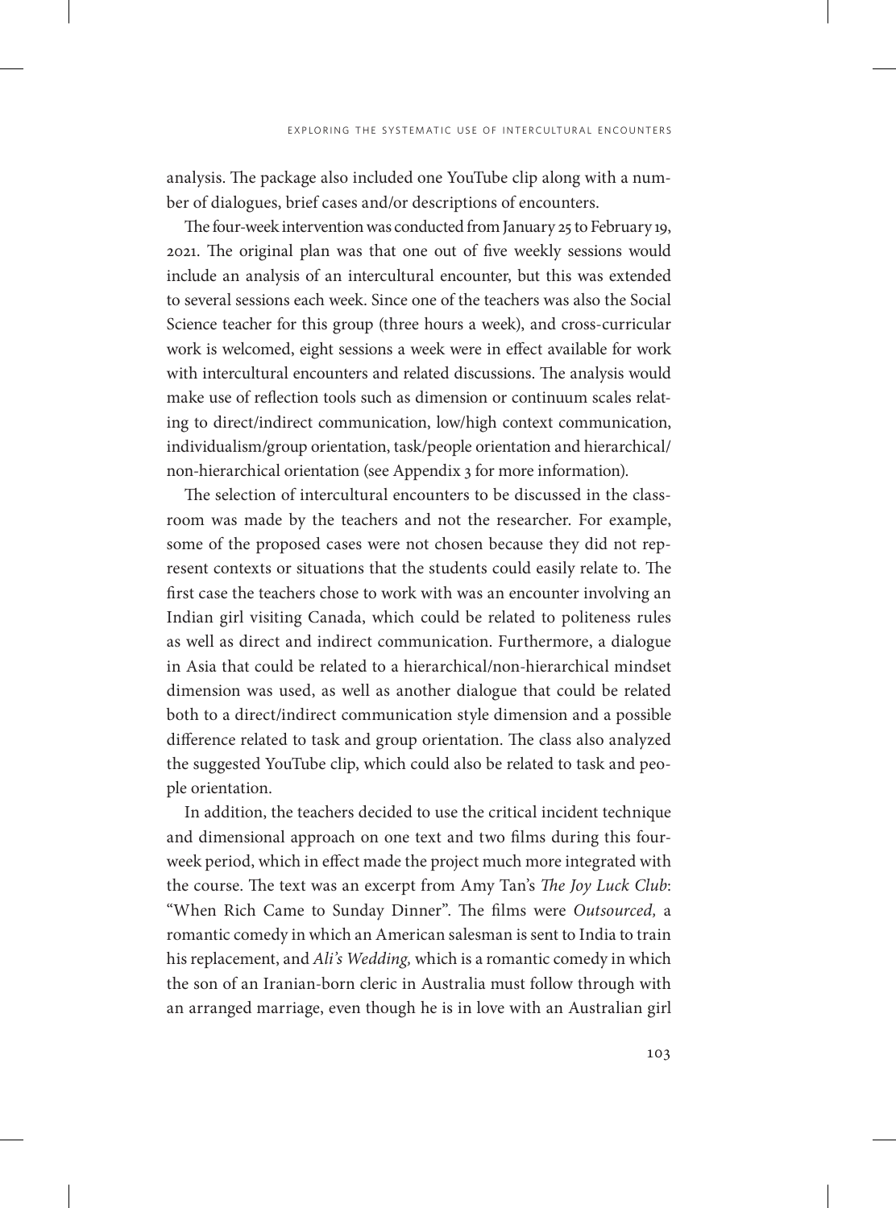analysis. The package also included one YouTube clip along with a number of dialogues, brief cases and/or descriptions of encounters.

The four-week intervention was conducted from January 25 to February 19, 2021. The original plan was that one out of five weekly sessions would include an analysis of an intercultural encounter, but this was extended to several sessions each week. Since one of the teachers was also the Social Science teacher for this group (three hours a week), and cross-curricular work is welcomed, eight sessions a week were in effect available for work with intercultural encounters and related discussions. The analysis would make use of reflection tools such as dimension or continuum scales relating to direct/indirect communication, low/high context communication, individualism/group orientation, task/people orientation and hierarchical/non-hierarchical orientation (see Appendix 3 for more information).

The selection of intercultural encounters to be discussed in the classroom was made by the teachers and not the researcher. For example, some of the proposed cases were not chosen because they did not represent contexts or situations that the students could easily relate to. The first case the teachers chose to work with was an encounter involving an Indian girl visiting Canada, which could be related to politeness rules as well as direct and indirect communication. Furthermore, a dialogue in Asia that could be related to a hierarchical/non-hierarchical mindset dimension was used, as well as another dialogue that could be related both to a direct/indirect communication style dimension and a possible difference related to task and group orientation. The class also analyzed the suggested YouTube clip, which could also be related to task and people orientation.

In addition, the teachers decided to use the critical incident technique and dimensional approach on one text and two films during this four-week period, which in effect made the project much more integrated with the course. The text was an excerpt from Amy Tan's *The Joy Luck Club*: "When Rich Came to Sunday Dinner". The films were *Outsourced,* a romantic comedy in which an American salesman is sent to India to train his replacement, and *Ali's Wedding,* which is a romantic comedy in which the son of an Iranian-born cleric in Australia must follow through with an arranged marriage, even though he is in love with an Australian girl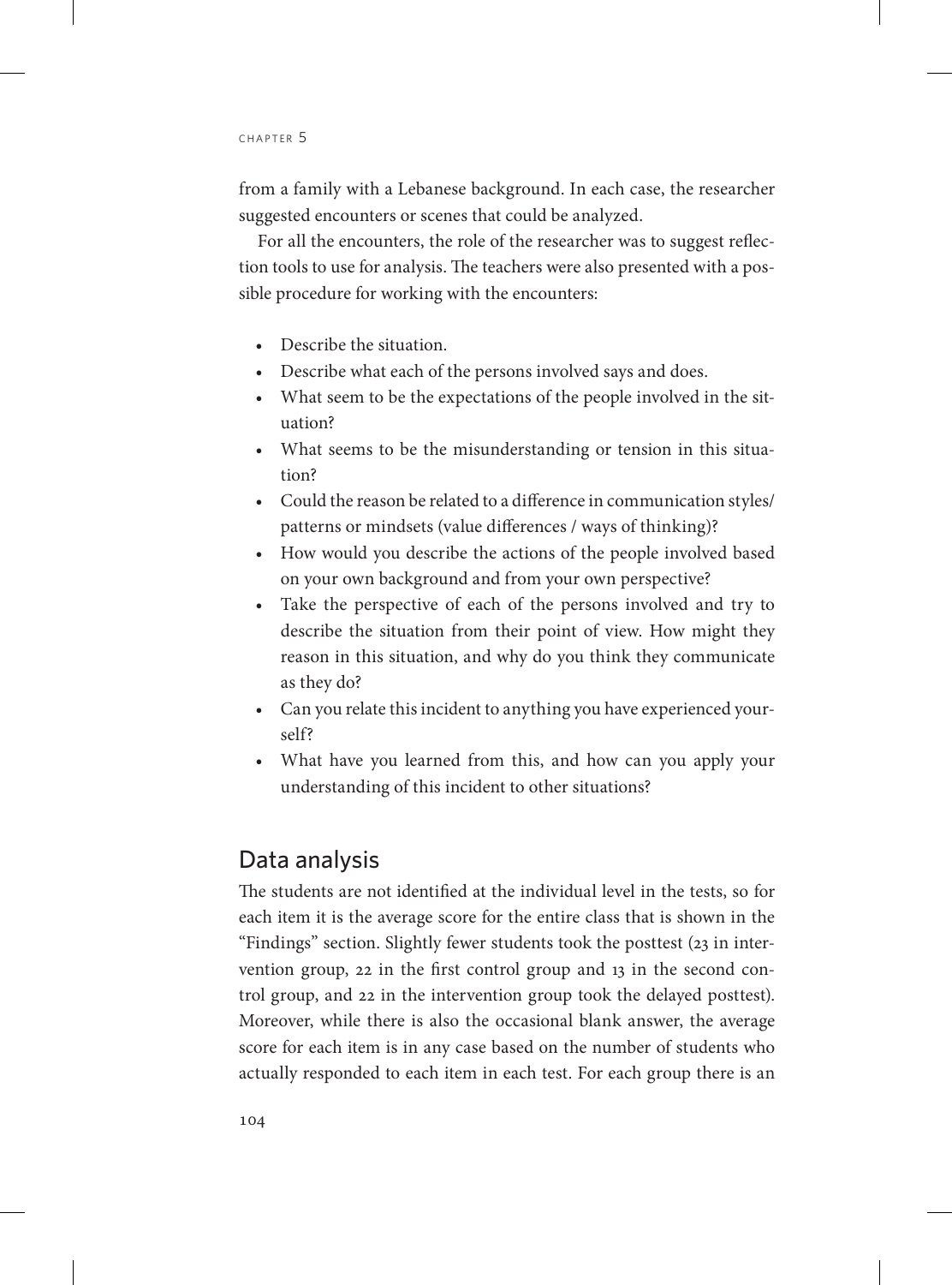from a family with a Lebanese background. In each case, the researcher suggested encounters or scenes that could be analyzed.

For all the encounters, the role of the researcher was to suggest reflection tools to use for analysis. The teachers were also presented with a possible procedure for working with the encounters:

- Describe the situation.
- Describe what each of the persons involved says and does.
- What seem to be the expectations of the people involved in the situation?
- What seems to be the misunderstanding or tension in this situation?
- Could the reason be related to a difference in communication styles/ patterns or mindsets (value differences / ways of thinking)?
- How would you describe the actions of the people involved based on your own background and from your own perspective?
- Take the perspective of each of the persons involved and try to describe the situation from their point of view. How might they reason in this situation, and why do you think they communicate as they do?
- Can you relate this incident to anything you have experienced yourself?
- What have you learned from this, and how can you apply your understanding of this incident to other situations?

## Data analysis

The students are not identified at the individual level in the tests, so for each item it is the average score for the entire class that is shown in the "Findings" section. Slightly fewer students took the posttest (23 in intervention group, 22 in the first control group and 13 in the second control group, and 22 in the intervention group took the delayed posttest). Moreover, while there is also the occasional blank answer, the average score for each item is in any case based on the number of students who actually responded to each item in each test. For each group there is an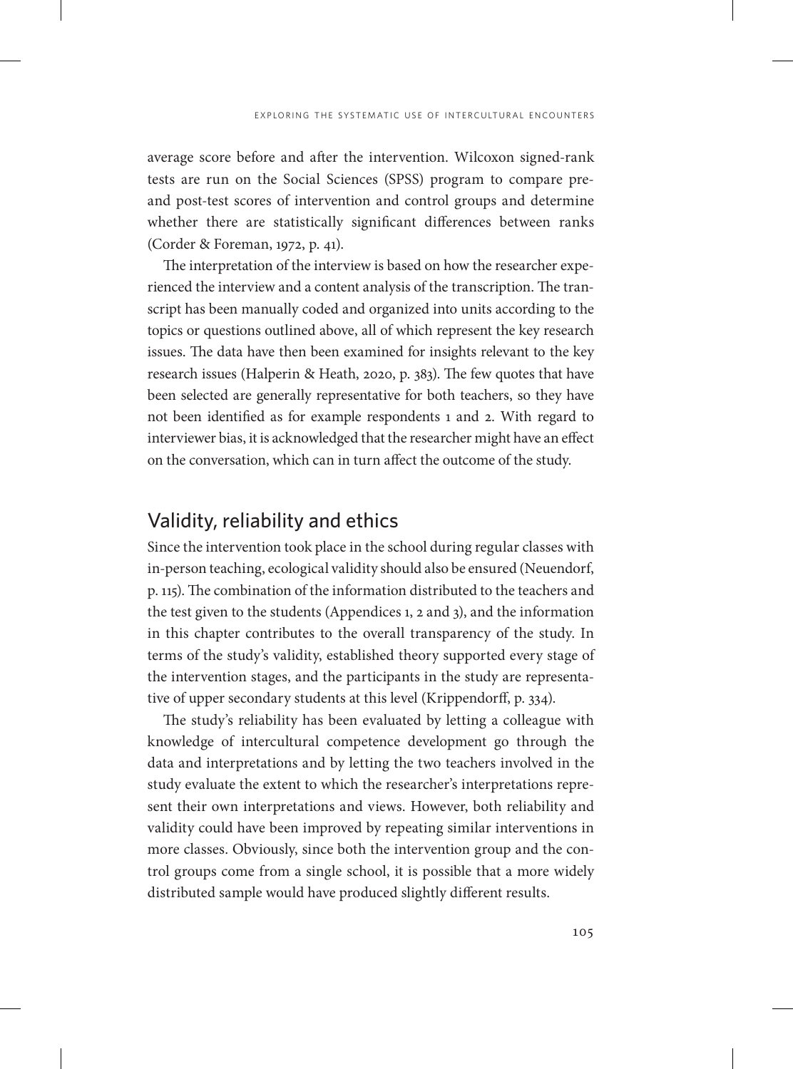average score before and after the intervention. Wilcoxon signed-rank tests are run on the Social Sciences (SPSS) program to compare pre- and post-test scores of intervention and control groups and determine whether there are statistically significant differences between ranks (Corder & Foreman, 1972, p. 41).

The interpretation of the interview is based on how the researcher experienced the interview and a content analysis of the transcription. The transcript has been manually coded and organized into units according to the topics or questions outlined above, all of which represent the key research issues. The data have then been examined for insights relevant to the key research issues (Halperin & Heath, 2020, p. 383). The few quotes that have been selected are generally representative for both teachers, so they have not been identified as for example respondents 1 and 2. With regard to interviewer bias, it is acknowledged that the researcher might have an effect on the conversation, which can in turn affect the outcome of the study.

## Validity, reliability and ethics

Since the intervention took place in the school during regular classes with in-person teaching, ecological validity should also be ensured (Neuendorf, p. 115). The combination of the information distributed to the teachers and the test given to the students (Appendices 1, 2 and 3), and the information in this chapter contributes to the overall transparency of the study. In terms of the study's validity, established theory supported every stage of the intervention stages, and the participants in the study are representative of upper secondary students at this level (Krippendorff, p. 334).

The study's reliability has been evaluated by letting a colleague with knowledge of intercultural competence development go through the data and interpretations and by letting the two teachers involved in the study evaluate the extent to which the researcher's interpretations represent their own interpretations and views. However, both reliability and validity could have been improved by repeating similar interventions in more classes. Obviously, since both the intervention group and the control groups come from a single school, it is possible that a more widely distributed sample would have produced slightly different results.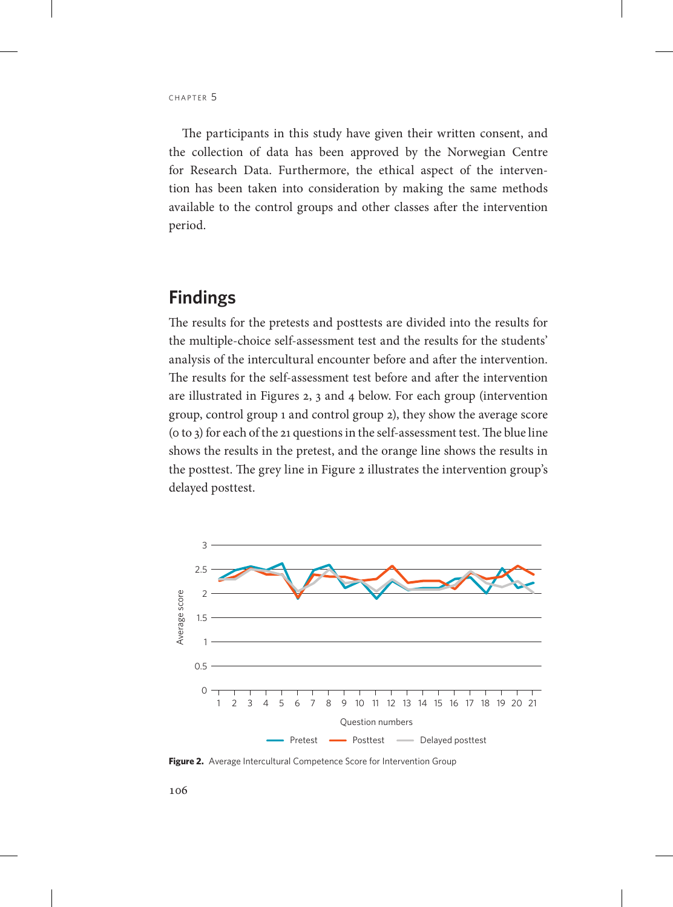The participants in this study have given their written consent, and the collection of data has been approved by the Norwegian Centre for Research Data. Furthermore, the ethical aspect of the intervention has been taken into consideration by making the same methods available to the control groups and other classes after the intervention period.

## Findings

The results for the pretests and posttests are divided into the results for the multiple-choice self-assessment test and the results for the students' analysis of the intercultural encounter before and after the intervention. The results for the self-assessment test before and after the intervention are illustrated in Figures 2, 3 and 4 below. For each group (intervention group, control group 1 and control group 2), they show the average score (0 to 3) for each of the 21 questions in the self-assessment test. The blue line shows the results in the pretest, and the orange line shows the results in the posttest. The grey line in Figure 2 illustrates the intervention group's delayed posttest.

**Figure 2.** Average Intercultural Competence Score for Intervention Group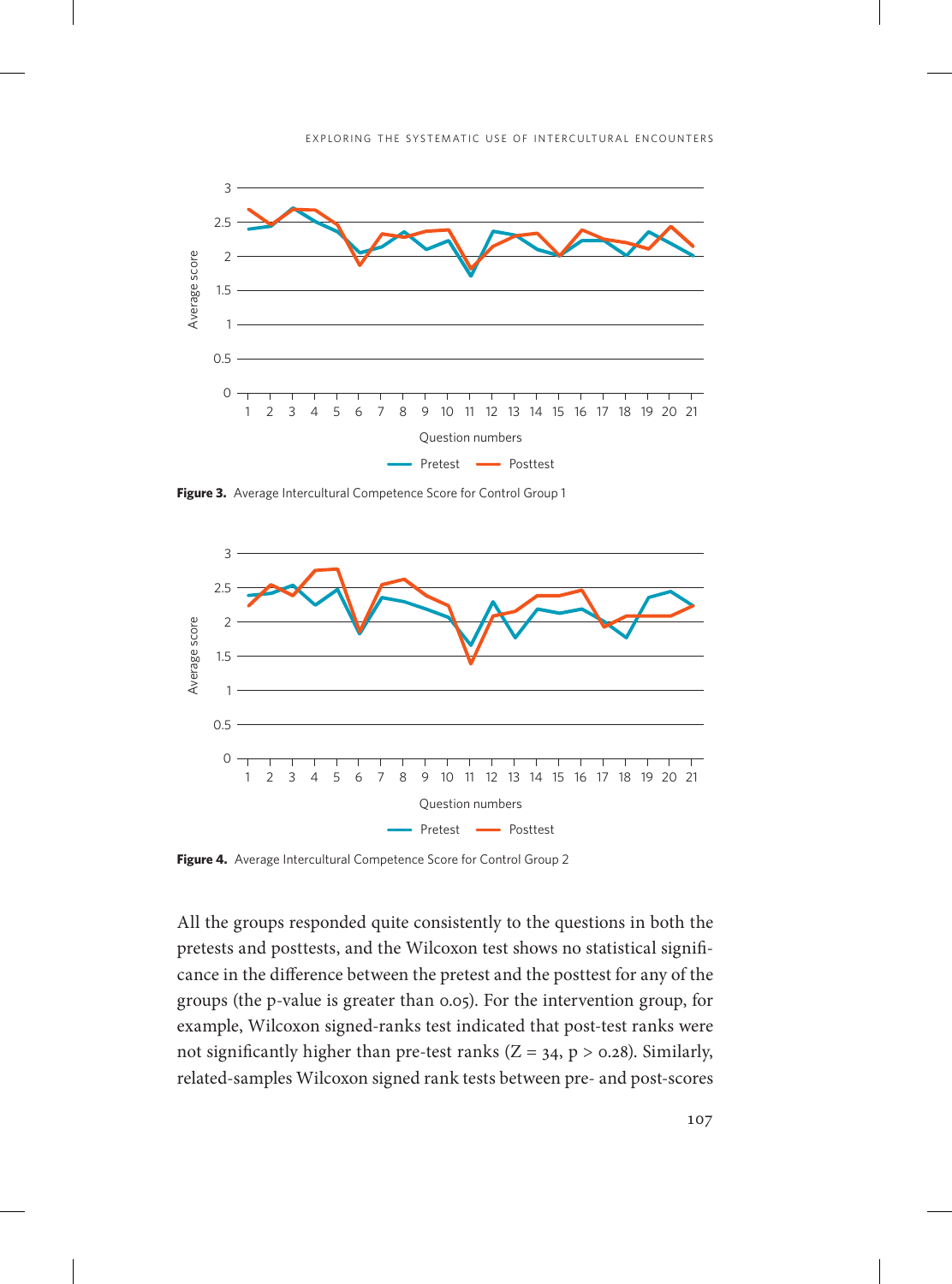**Figure 3.** Average Intercultural Competence Score for Control Group 1

**Figure 4.** Average Intercultural Competence Score for Control Group 2

All the groups responded quite consistently to the questions in both the pretests and posttests, and the Wilcoxon test shows no statistical significance in the difference between the pretest and the posttest for any of the groups (the p-value is greater than 0.05). For the intervention group, for example, Wilcoxon signed-ranks test indicated that post-test ranks were not significantly higher than pre-test ranks ($Z = 34$, $p > 0.28$). Similarly, related-samples Wilcoxon signed rank tests between pre- and post-scores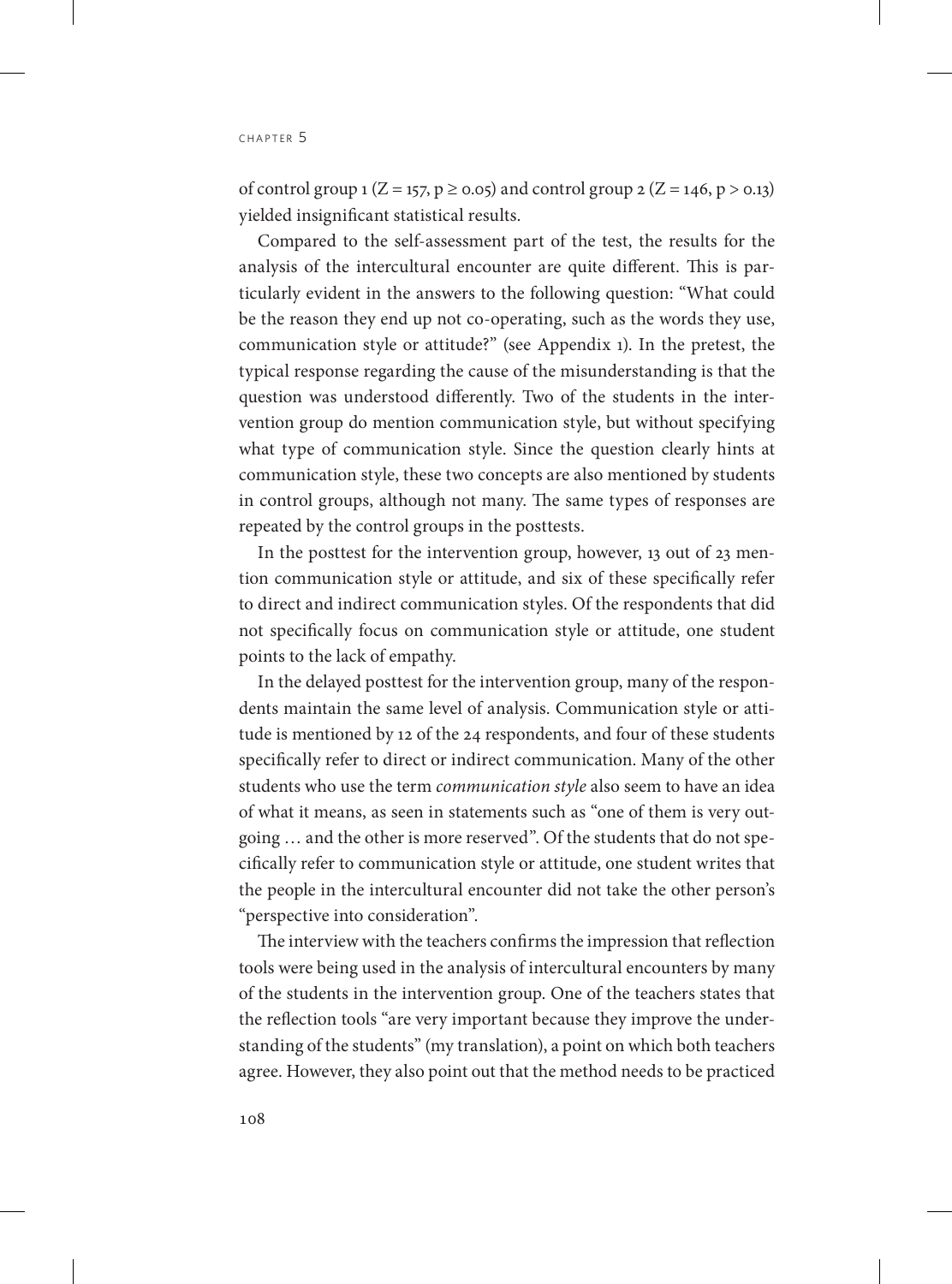of control group 1 ($Z = 157$, $p \geq 0.05$) and control group 2 ($Z = 146$, $p > 0.13$) yielded insignificant statistical results.

Compared to the self-assessment part of the test, the results for the analysis of the intercultural encounter are quite different. This is particularly evident in the answers to the following question: "What could be the reason they end up not co-operating, such as the words they use, communication style or attitude?" (see Appendix 1). In the pretest, the typical response regarding the cause of the misunderstanding is that the question was understood differently. Two of the students in the intervention group do mention communication style, but without specifying what type of communication style. Since the question clearly hints at communication style, these two concepts are also mentioned by students in control groups, although not many. The same types of responses are repeated by the control groups in the posttests.

In the posttest for the intervention group, however, 13 out of 23 mention communication style or attitude, and six of these specifically refer to direct and indirect communication styles. Of the respondents that did not specifically focus on communication style or attitude, one student points to the lack of empathy.

In the delayed posttest for the intervention group, many of the respondents maintain the same level of analysis. Communication style or attitude is mentioned by 12 of the 24 respondents, and four of these students specifically refer to direct or indirect communication. Many of the other students who use the term *communication style* also seem to have an idea of what it means, as seen in statements such as "one of them is very outgoing … and the other is more reserved". Of the students that do not specifically refer to communication style or attitude, one student writes that the people in the intercultural encounter did not take the other person's "perspective into consideration".

The interview with the teachers confirms the impression that reflection tools were being used in the analysis of intercultural encounters by many of the students in the intervention group. One of the teachers states that the reflection tools "are very important because they improve the understanding of the students" (my translation), a point on which both teachers agree. However, they also point out that the method needs to be practiced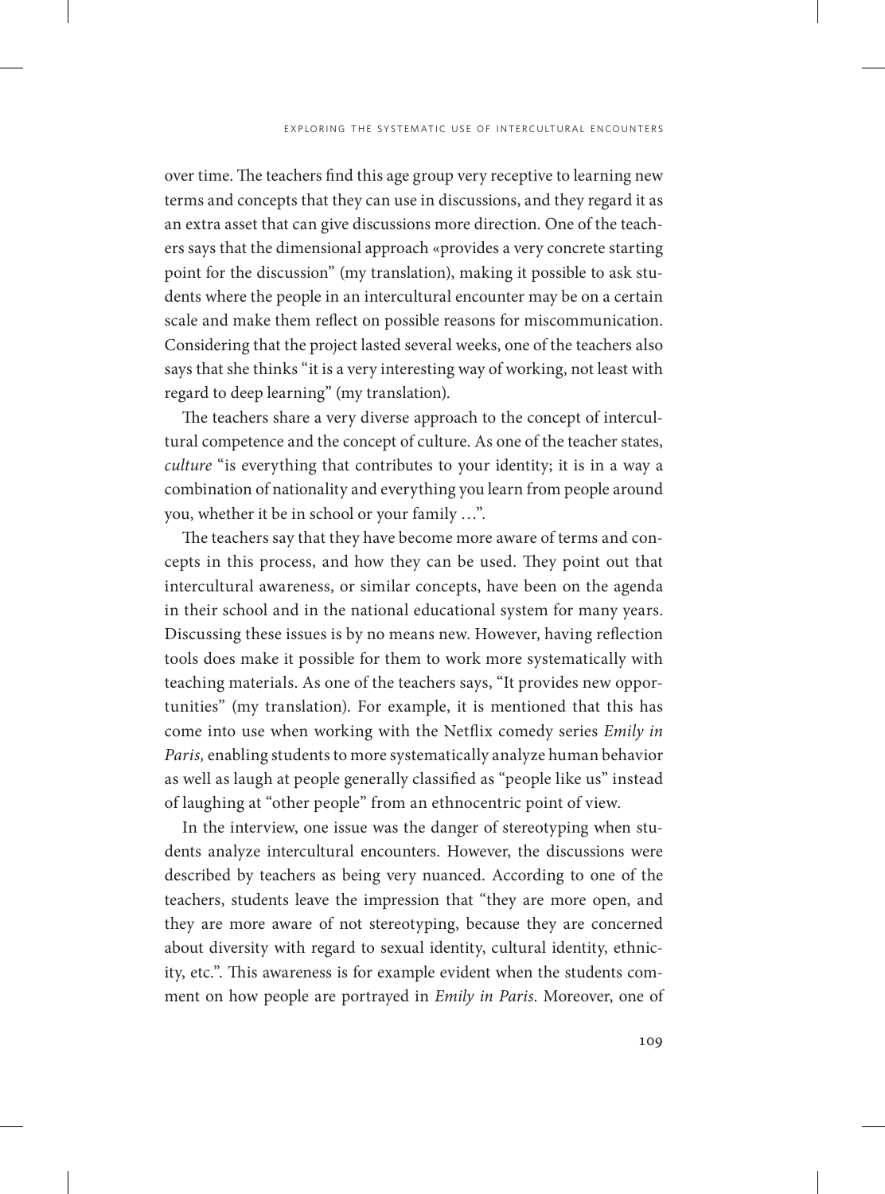over time. The teachers find this age group very receptive to learning new terms and concepts that they can use in discussions, and they regard it as an extra asset that can give discussions more direction. One of the teachers says that the dimensional approach «provides a very concrete starting point for the discussion" (my translation), making it possible to ask students where the people in an intercultural encounter may be on a certain scale and make them reflect on possible reasons for miscommunication. Considering that the project lasted several weeks, one of the teachers also says that she thinks "it is a very interesting way of working, not least with regard to deep learning" (my translation).

The teachers share a very diverse approach to the concept of intercultural competence and the concept of culture. As one of the teacher states, *culture* "is everything that contributes to your identity; it is in a way a combination of nationality and everything you learn from people around you, whether it be in school or your family …".

The teachers say that they have become more aware of terms and concepts in this process, and how they can be used. They point out that intercultural awareness, or similar concepts, have been on the agenda in their school and in the national educational system for many years. Discussing these issues is by no means new. However, having reflection tools does make it possible for them to work more systematically with teaching materials. As one of the teachers says, "It provides new opportunities" (my translation). For example, it is mentioned that this has come into use when working with the Netflix comedy series *Emily in Paris,* enabling students to more systematically analyze human behavior as well as laugh at people generally classified as "people like us" instead of laughing at "other people" from an ethnocentric point of view.

In the interview, one issue was the danger of stereotyping when students analyze intercultural encounters. However, the discussions were described by teachers as being very nuanced. According to one of the teachers, students leave the impression that "they are more open, and they are more aware of not stereotyping, because they are concerned about diversity with regard to sexual identity, cultural identity, ethnicity, etc.". This awareness is for example evident when the students comment on how people are portrayed in *Emily in Paris*. Moreover, one of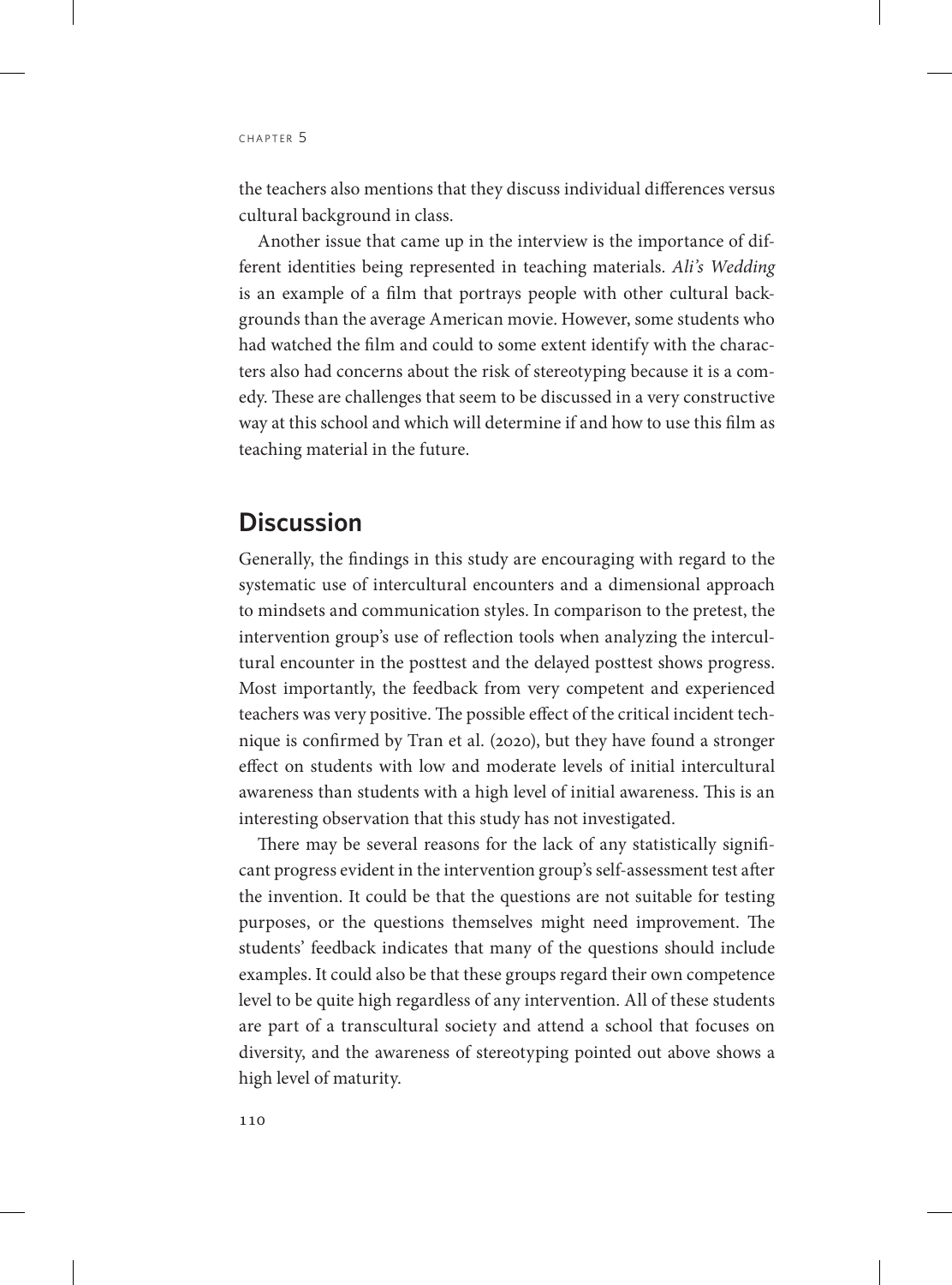the teachers also mentions that they discuss individual differences versus cultural background in class.

Another issue that came up in the interview is the importance of different identities being represented in teaching materials. *Ali's Wedding* is an example of a film that portrays people with other cultural backgrounds than the average American movie. However, some students who had watched the film and could to some extent identify with the characters also had concerns about the risk of stereotyping because it is a comedy. These are challenges that seem to be discussed in a very constructive way at this school and which will determine if and how to use this film as teaching material in the future.

## Discussion

Generally, the findings in this study are encouraging with regard to the systematic use of intercultural encounters and a dimensional approach to mindsets and communication styles. In comparison to the pretest, the intervention group's use of reflection tools when analyzing the intercultural encounter in the posttest and the delayed posttest shows progress. Most importantly, the feedback from very competent and experienced teachers was very positive. The possible effect of the critical incident technique is confirmed by Tran et al. (2020), but they have found a stronger effect on students with low and moderate levels of initial intercultural awareness than students with a high level of initial awareness. This is an interesting observation that this study has not investigated.

There may be several reasons for the lack of any statistically significant progress evident in the intervention group's self-assessment test after the invention. It could be that the questions are not suitable for testing purposes, or the questions themselves might need improvement. The students' feedback indicates that many of the questions should include examples. It could also be that these groups regard their own competence level to be quite high regardless of any intervention. All of these students are part of a transcultural society and attend a school that focuses on diversity, and the awareness of stereotyping pointed out above shows a high level of maturity.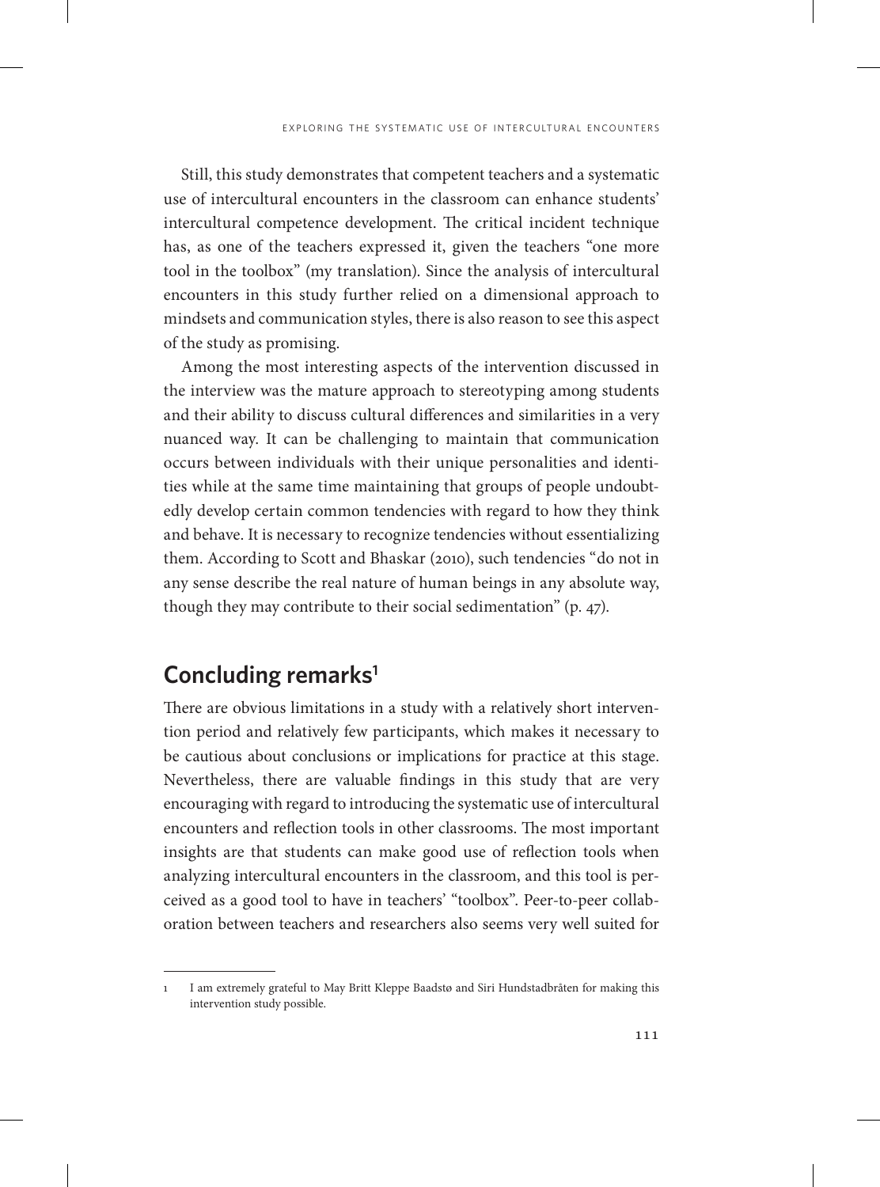Still, this study demonstrates that competent teachers and a systematic use of intercultural encounters in the classroom can enhance students' intercultural competence development. The critical incident technique has, as one of the teachers expressed it, given the teachers "one more tool in the toolbox" (my translation). Since the analysis of intercultural encounters in this study further relied on a dimensional approach to mindsets and communication styles, there is also reason to see this aspect of the study as promising.

Among the most interesting aspects of the intervention discussed in the interview was the mature approach to stereotyping among students and their ability to discuss cultural differences and similarities in a very nuanced way. It can be challenging to maintain that communication occurs between individuals with their unique personalities and identities while at the same time maintaining that groups of people undoubtedly develop certain common tendencies with regard to how they think and behave. It is necessary to recognize tendencies without essentializing them. According to Scott and Bhaskar (2010), such tendencies "do not in any sense describe the real nature of human beings in any absolute way, though they may contribute to their social sedimentation" (p. 47).

## Concluding remarks[1]

There are obvious limitations in a study with a relatively short intervention period and relatively few participants, which makes it necessary to be cautious about conclusions or implications for practice at this stage. Nevertheless, there are valuable findings in this study that are very encouraging with regard to introducing the systematic use of intercultural encounters and reflection tools in other classrooms. The most important insights are that students can make good use of reflection tools when analyzing intercultural encounters in the classroom, and this tool is perceived as a good tool to have in teachers' "toolbox". Peer-to-peer collaboration between teachers and researchers also seems very well suited for

---

1 I am extremely grateful to May Britt Kleppe Baadstø and Siri Hundstadbråten for making this intervention study possible.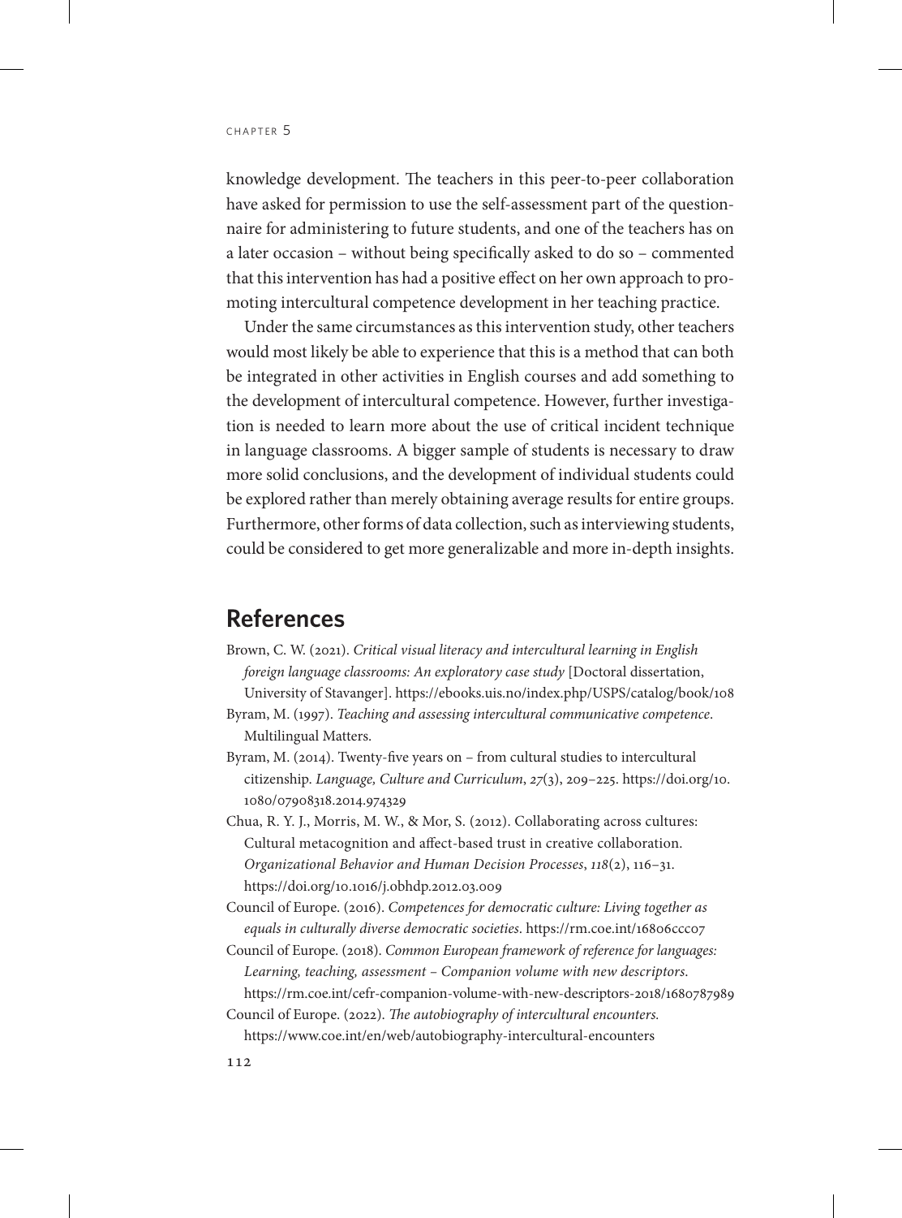knowledge development. The teachers in this peer-to-peer collaboration have asked for permission to use the self-assessment part of the questionnaire for administering to future students, and one of the teachers has on a later occasion – without being specifically asked to do so – commented that this intervention has had a positive effect on her own approach to promoting intercultural competence development in her teaching practice.

Under the same circumstances as this intervention study, other teachers would most likely be able to experience that this is a method that can both be integrated in other activities in English courses and add something to the development of intercultural competence. However, further investigation is needed to learn more about the use of critical incident technique in language classrooms. A bigger sample of students is necessary to draw more solid conclusions, and the development of individual students could be explored rather than merely obtaining average results for entire groups. Furthermore, other forms of data collection, such as interviewing students, could be considered to get more generalizable and more in-depth insights.

## References

Brown, C. W. (2021). *Critical visual literacy and intercultural learning in English foreign language classrooms: An exploratory case study* [Doctoral dissertation, University of Stavanger]. https://ebooks.uis.no/index.php/USPS/catalog/book/108

Byram, M. (1997). *Teaching and assessing intercultural communicative competence*. Multilingual Matters.

Byram, M. (2014). Twenty-five years on – from cultural studies to intercultural citizenship. *Language, Culture and Curriculum*, *27*(3), 209–225. https://doi.org/10.1080/07908318.2014.974329

Chua, R. Y. J., Morris, M. W., & Mor, S. (2012). Collaborating across cultures: Cultural metacognition and affect-based trust in creative collaboration. *Organizational Behavior and Human Decision Processes*, *118*(2), 116–31. https://doi.org/10.1016/j.obhdp.2012.03.009

Council of Europe. (2016). *Competences for democratic culture: Living together as equals in culturally diverse democratic societies*. https://rm.coe.int/16806ccc07

Council of Europe. (2018). *Common European framework of reference for languages: Learning, teaching, assessment – Companion volume with new descriptors*. https://rm.coe.int/cefr-companion-volume-with-new-descriptors-2018/1680787989

Council of Europe. (2022). *The autobiography of intercultural encounters*. https://www.coe.int/en/web/autobiography-intercultural-encounters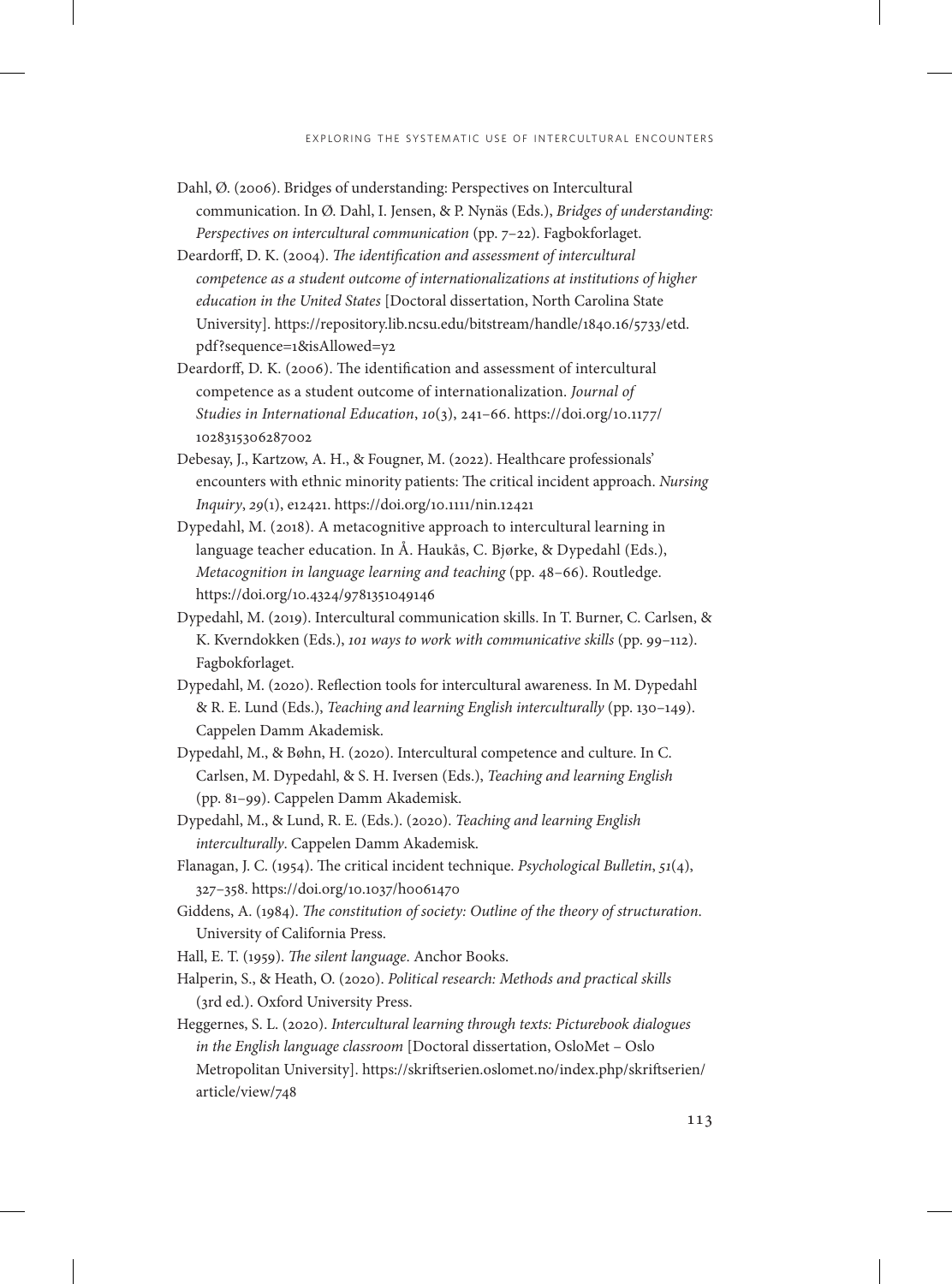Dahl, Ø. (2006). Bridges of understanding: Perspectives on Intercultural communication. In Ø. Dahl, I. Jensen, & P. Nynäs (Eds.), *Bridges of understanding: Perspectives on intercultural communication* (pp. 7–22). Fagbokforlaget.

Deardorff, D. K. (2004). *The identification and assessment of intercultural competence as a student outcome of internationalizations at institutions of higher education in the United States* [Doctoral dissertation, North Carolina State University]. https://repository.lib.ncsu.edu/bitstream/handle/1840.16/5733/etd.pdf?sequence=1&isAllowed=y2

Deardorff, D. K. (2006). The identification and assessment of intercultural competence as a student outcome of internationalization. *Journal of Studies in International Education*, *10*(3), 241–66. https://doi.org/10.1177/1028315306287002

Debesay, J., Kartzow, A. H., & Fougner, M. (2022). Healthcare professionals' encounters with ethnic minority patients: The critical incident approach. *Nursing Inquiry*, *29*(1), e12421. https://doi.org/10.1111/nin.12421

Dypedahl, M. (2018). A metacognitive approach to intercultural learning in language teacher education. In Å. Haukås, C. Bjørke, & Dypedahl (Eds.), *Metacognition in language learning and teaching* (pp. 48–66). Routledge. https://doi.org/10.4324/9781351049146

Dypedahl, M. (2019). Intercultural communication skills. In T. Burner, C. Carlsen, & K. Kverndokken (Eds.), *101 ways to work with communicative skills* (pp. 99–112). Fagbokforlaget.

Dypedahl, M. (2020). Reflection tools for intercultural awareness. In M. Dypedahl & R. E. Lund (Eds.), *Teaching and learning English interculturally* (pp. 130–149). Cappelen Damm Akademisk.

Dypedahl, M., & Bøhn, H. (2020). Intercultural competence and culture. In C. Carlsen, M. Dypedahl, & S. H. Iversen (Eds.), *Teaching and learning English* (pp. 81–99). Cappelen Damm Akademisk.

Dypedahl, M., & Lund, R. E. (Eds.). (2020). *Teaching and learning English interculturally*. Cappelen Damm Akademisk.

Flanagan, J. C. (1954). The critical incident technique. *Psychological Bulletin*, *51*(4), 327–358. https://doi.org/10.1037/h0061470

Giddens, A. (1984). *The constitution of society: Outline of the theory of structuration*. University of California Press.

Hall, E. T. (1959). *The silent language*. Anchor Books.

Halperin, S., & Heath, O. (2020). *Political research: Methods and practical skills* (3rd ed.). Oxford University Press.

Heggernes, S. L. (2020). *Intercultural learning through texts: Picturebook dialogues in the English language classroom* [Doctoral dissertation, OsloMet – Oslo Metropolitan University]. https://skriftserien.oslomet.no/index.php/skriftserien/article/view/748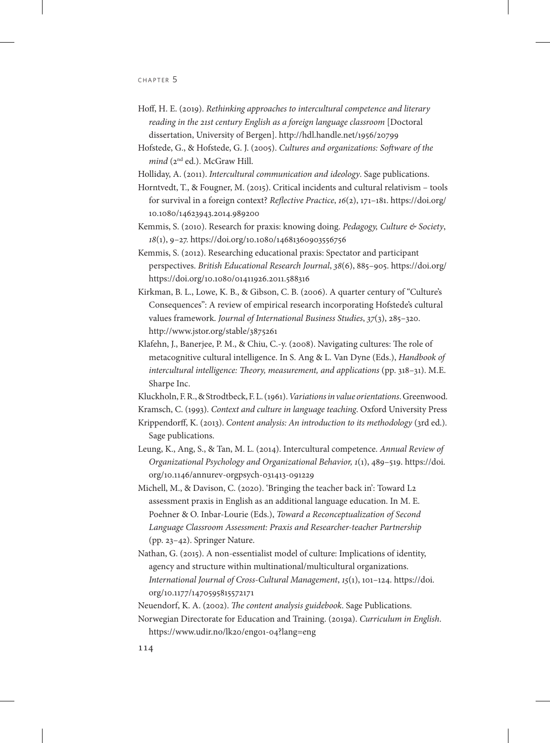Hoff, H. E. (2019). *Rethinking approaches to intercultural competence and literary reading in the 21st century English as a foreign language classroom* [Doctoral dissertation, University of Bergen]. http://hdl.handle.net/1956/20799

Hofstede, G., & Hofstede, G. J. (2005). *Cultures and organizations: Software of the mind* (2nd ed.). McGraw Hill.

Holliday, A. (2011). *Intercultural communication and ideology*. Sage publications.

Horntvedt, T., & Fougner, M. (2015). Critical incidents and cultural relativism – tools for survival in a foreign context? *Reflective Practice*, *16*(2), 171–181. https://doi.org/10.1080/14623943.2014.989200

Kemmis, S. (2010). Research for praxis: knowing doing. *Pedagogy, Culture & Society*, *18*(1), 9–27. https://doi.org/10.1080/14681360903556756

Kemmis, S. (2012). Researching educational praxis: Spectator and participant perspectives. *British Educational Research Journal*, *38*(6), 885–905. https://doi.org/https://doi.org/10.1080/01411926.2011.588316

Kirkman, B. L., Lowe, K. B., & Gibson, C. B. (2006). A quarter century of "Culture's Consequences": A review of empirical research incorporating Hofstede's cultural values framework. *Journal of International Business Studies*, *37*(3), 285–320. http://www.jstor.org/stable/3875261

Klafehn, J., Banerjee, P. M., & Chiu, C.-y. (2008). Navigating cultures: The role of metacognitive cultural intelligence. In S. Ang & L. Van Dyne (Eds.), *Handbook of intercultural intelligence: Theory, measurement, and applications* (pp. 318–31). M.E. Sharpe Inc.

Kluckholn, F. R., & Strodtbeck, F. L. (1961). *Variations in value orientations*. Greenwood.

Kramsch, C. (1993). *Context and culture in language teaching*. Oxford University Press

Krippendorff, K. (2013). *Content analysis: An introduction to its methodology* (3rd ed.). Sage publications.

Leung, K., Ang, S., & Tan, M. L. (2014). Intercultural competence. *Annual Review of Organizational Psychology and Organizational Behavior, 1*(1), 489–519. https://doi.org/10.1146/annurev-orgpsych-031413-091229

Michell, M., & Davison, C. (2020). 'Bringing the teacher back in': Toward L2 assessment praxis in English as an additional language education. In M. E. Poehner & O. Inbar-Lourie (Eds.), *Toward a Reconceptualization of Second Language Classroom Assessment: Praxis and Researcher-teacher Partnership* (pp. 23–42). Springer Nature.

Nathan, G. (2015). A non-essentialist model of culture: Implications of identity, agency and structure within multinational/multicultural organizations. *International Journal of Cross-Cultural Management*, *15*(1), 101–124. https://doi.org/10.1177/1470595815572171

Neuendorf, K. A. (2002). *The content analysis guidebook*. Sage Publications.

Norwegian Directorate for Education and Training. (2019a). *Curriculum in English*. https://www.udir.no/lk20/eng01-04?lang=eng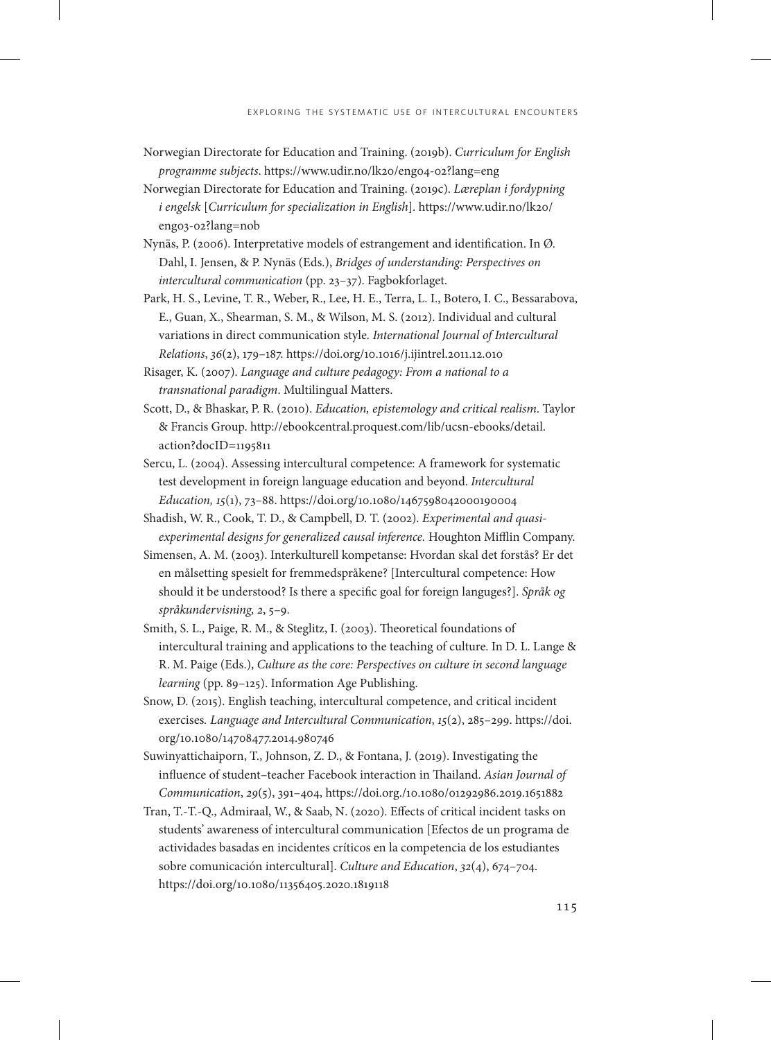Norwegian Directorate for Education and Training. (2019b). *Curriculum for English programme subjects*. https://www.udir.no/lk20/eng04-02?lang=eng

Norwegian Directorate for Education and Training. (2019c). *Læreplan i fordypning i engelsk* [*Curriculum for specialization in English*]. https://www.udir.no/lk20/eng03-02?lang=nob

Nynäs, P. (2006). Interpretative models of estrangement and identification. In Ø. Dahl, I. Jensen, & P. Nynäs (Eds.), *Bridges of understanding: Perspectives on intercultural communication* (pp. 23–37). Fagbokforlaget.

Park, H. S., Levine, T. R., Weber, R., Lee, H. E., Terra, L. I., Botero, I. C., Bessarabova, E., Guan, X., Shearman, S. M., & Wilson, M. S. (2012). Individual and cultural variations in direct communication style. *International Journal of Intercultural Relations*, *36*(2), 179–187. https://doi.org/10.1016/j.ijintrel.2011.12.010

Risager, K. (2007). *Language and culture pedagogy: From a national to a transnational paradigm*. Multilingual Matters.

Scott, D., & Bhaskar, P. R. (2010). *Education, epistemology and critical realism*. Taylor & Francis Group. http://ebookcentral.proquest.com/lib/ucsn-ebooks/detail.action?docID=1195811

Sercu, L. (2004). Assessing intercultural competence: A framework for systematic test development in foreign language education and beyond. *Intercultural Education, 15*(1), 73–88. https://doi.org/10.1080/1467598042000190004

Shadish, W. R., Cook, T. D., & Campbell, D. T. (2002). *Experimental and quasi-experimental designs for generalized causal inference.* Houghton Mifflin Company.

Simensen, A. M. (2003). Interkulturell kompetanse: Hvordan skal det forstås? Er det en målsetting spesielt for fremmedspråkene? [Intercultural competence: How should it be understood? Is there a specific goal for foreign languges?]. *Språk og språkundervisning, 2*, 5–9.

Smith, S. L., Paige, R. M., & Steglitz, I. (2003). Theoretical foundations of intercultural training and applications to the teaching of culture. In D. L. Lange & R. M. Paige (Eds.), *Culture as the core: Perspectives on culture in second language learning* (pp. 89–125). Information Age Publishing.

Snow, D. (2015). English teaching, intercultural competence, and critical incident exercises*. Language and Intercultural Communication*, *15*(2), 285–299. https://doi.org/10.1080/14708477.2014.980746

Suwinyattichaiporn, T., Johnson, Z. D., & Fontana, J. (2019). Investigating the influence of student–teacher Facebook interaction in Thailand. *Asian Journal of Communication*, *29*(5), 391–404, https://doi.org./10.1080/01292986.2019.1651882

Tran, T.-T.-Q., Admiraal, W., & Saab, N. (2020). Effects of critical incident tasks on students' awareness of intercultural communication [Efectos de un programa de actividades basadas en incidentes críticos en la competencia de los estudiantes sobre comunicación intercultural]. *Culture and Education*, *32*(4), 674–704. https://doi.org/10.1080/11356405.2020.1819118